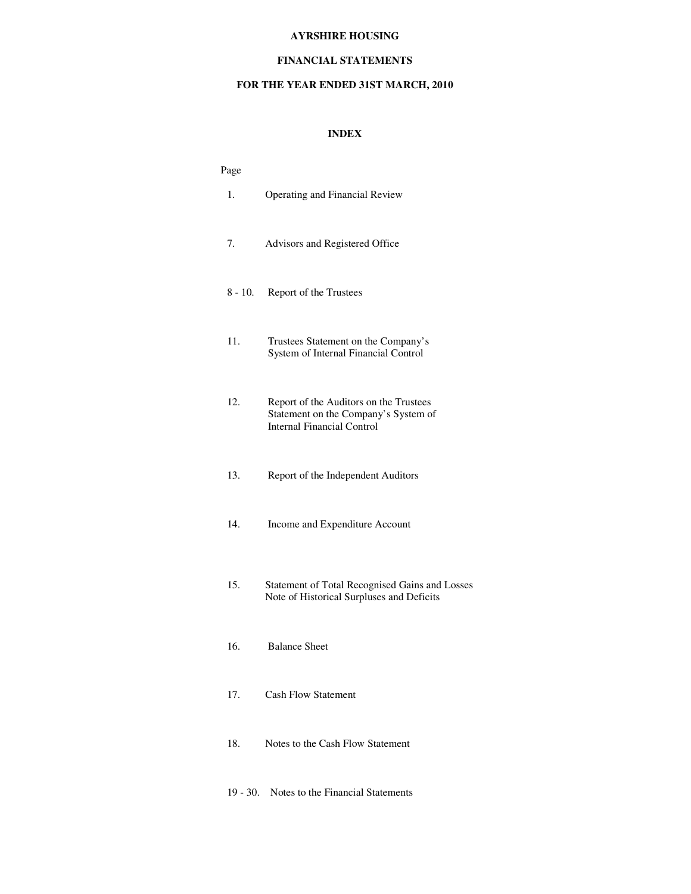# AYRSHIRE HOUSING

## FINANCIAL STATEMENTS

## FOR THE YEAR ENDED 31ST MARCH, 2010

### INDEX

| Page | |
|---|---|
| 1. | Operating and Financial Review |
| 7. | Advisors and Registered Office |
| 8 - 10. | Report of the Trustees |
| 11. | Trustees Statement on the Company's System of Internal Financial Control |
| 12. | Report of the Auditors on the Trustees Statement on the Company's System of Internal Financial Control |
| 13. | Report of the Independent Auditors |
| 14. | Income and Expenditure Account |
| 15. | Statement of Total Recognised Gains and Losses<br>Note of Historical Surpluses and Deficits |
| 16. | Balance Sheet |
| 17. | Cash Flow Statement |
| 18. | Notes to the Cash Flow Statement |
| 19 - 30. | Notes to the Financial Statements |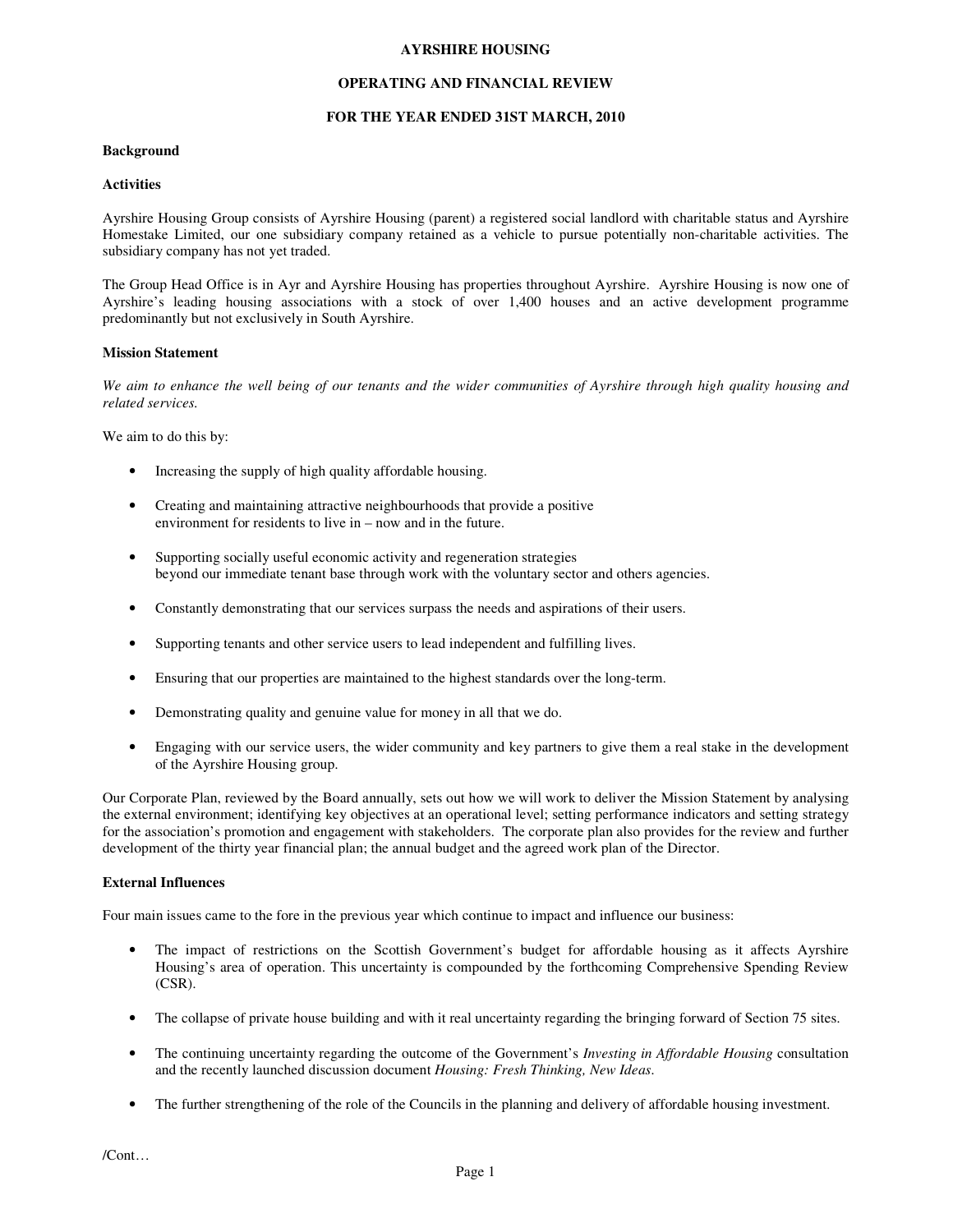# AYRSHIRE HOUSING

## OPERATING AND FINANCIAL REVIEW

## FOR THE YEAR ENDED 31ST MARCH, 2010

### Background

### Activities

Ayrshire Housing Group consists of Ayrshire Housing (parent) a registered social landlord with charitable status and Ayrshire Homestake Limited, our one subsidiary company retained as a vehicle to pursue potentially non-charitable activities. The subsidiary company has not yet traded.

The Group Head Office is in Ayr and Ayrshire Housing has properties throughout Ayrshire. Ayrshire Housing is now one of Ayrshire's leading housing associations with a stock of over 1,400 houses and an active development programme predominantly but not exclusively in South Ayrshire.

### Mission Statement

*We aim to enhance the well being of our tenants and the wider communities of Ayrshire through high quality housing and related services.*

We aim to do this by:

- Increasing the supply of high quality affordable housing.
- Creating and maintaining attractive neighbourhoods that provide a positive environment for residents to live in – now and in the future.
- Supporting socially useful economic activity and regeneration strategies beyond our immediate tenant base through work with the voluntary sector and others agencies.
- Constantly demonstrating that our services surpass the needs and aspirations of their users.
- Supporting tenants and other service users to lead independent and fulfilling lives.
- Ensuring that our properties are maintained to the highest standards over the long-term.
- Demonstrating quality and genuine value for money in all that we do.
- Engaging with our service users, the wider community and key partners to give them a real stake in the development of the Ayrshire Housing group.

Our Corporate Plan, reviewed by the Board annually, sets out how we will work to deliver the Mission Statement by analysing the external environment; identifying key objectives at an operational level; setting performance indicators and setting strategy for the association's promotion and engagement with stakeholders. The corporate plan also provides for the review and further development of the thirty year financial plan; the annual budget and the agreed work plan of the Director.

### External Influences

Four main issues came to the fore in the previous year which continue to impact and influence our business:

- The impact of restrictions on the Scottish Government's budget for affordable housing as it affects Ayrshire Housing's area of operation. This uncertainty is compounded by the forthcoming Comprehensive Spending Review (CSR).
- The collapse of private house building and with it real uncertainty regarding the bringing forward of Section 75 sites.
- The continuing uncertainty regarding the outcome of the Government's *Investing in Affordable Housing* consultation and the recently launched discussion document *Housing: Fresh Thinking, New Ideas*.
- The further strengthening of the role of the Councils in the planning and delivery of affordable housing investment.

/Cont…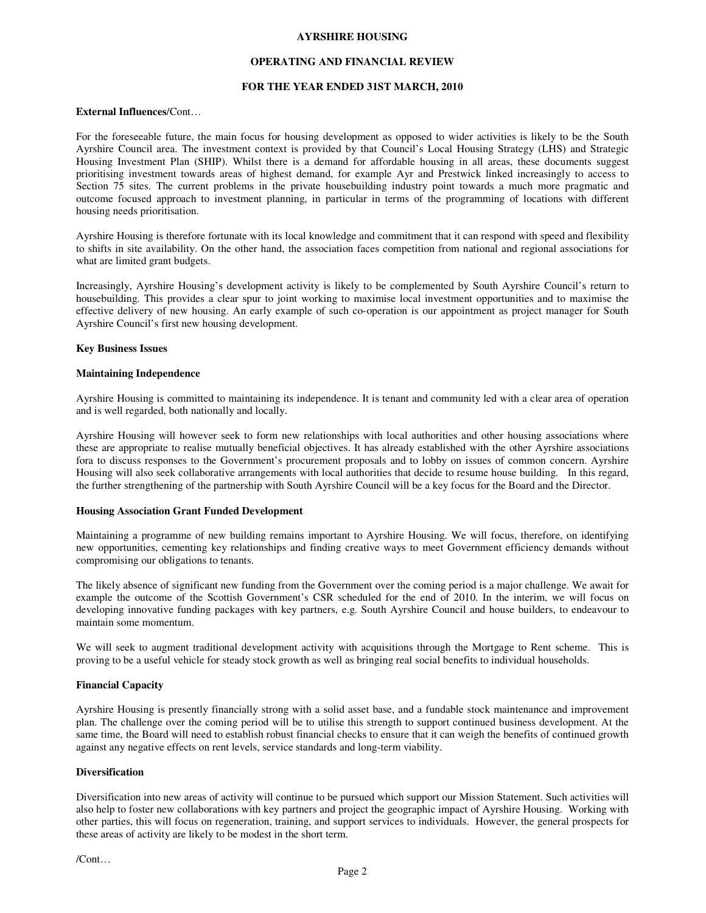**External Influences**/Cont…

For the foreseeable future, the main focus for housing development as opposed to wider activities is likely to be the South Ayrshire Council area. The investment context is provided by that Council's Local Housing Strategy (LHS) and Strategic Housing Investment Plan (SHIP). Whilst there is a demand for affordable housing in all areas, these documents suggest prioritising investment towards areas of highest demand, for example Ayr and Prestwick linked increasingly to access to Section 75 sites. The current problems in the private housebuilding industry point towards a much more pragmatic and outcome focused approach to investment planning, in particular in terms of the programming of locations with different housing needs prioritisation.

Ayrshire Housing is therefore fortunate with its local knowledge and commitment that it can respond with speed and flexibility to shifts in site availability. On the other hand, the association faces competition from national and regional associations for what are limited grant budgets.

Increasingly, Ayrshire Housing's development activity is likely to be complemented by South Ayrshire Council's return to housebuilding. This provides a clear spur to joint working to maximise local investment opportunities and to maximise the effective delivery of new housing. An early example of such co-operation is our appointment as project manager for South Ayrshire Council's first new housing development.

## Key Business Issues

### Maintaining Independence

Ayrshire Housing is committed to maintaining its independence. It is tenant and community led with a clear area of operation and is well regarded, both nationally and locally.

Ayrshire Housing will however seek to form new relationships with local authorities and other housing associations where these are appropriate to realise mutually beneficial objectives. It has already established with the other Ayrshire associations fora to discuss responses to the Government's procurement proposals and to lobby on issues of common concern. Ayrshire Housing will also seek collaborative arrangements with local authorities that decide to resume house building. In this regard, the further strengthening of the partnership with South Ayrshire Council will be a key focus for the Board and the Director.

### Housing Association Grant Funded Development

Maintaining a programme of new building remains important to Ayrshire Housing. We will focus, therefore, on identifying new opportunities, cementing key relationships and finding creative ways to meet Government efficiency demands without compromising our obligations to tenants.

The likely absence of significant new funding from the Government over the coming period is a major challenge. We await for example the outcome of the Scottish Government's CSR scheduled for the end of 2010. In the interim, we will focus on developing innovative funding packages with key partners, e.g. South Ayrshire Council and house builders, to endeavour to maintain some momentum.

We will seek to augment traditional development activity with acquisitions through the Mortgage to Rent scheme. This is proving to be a useful vehicle for steady stock growth as well as bringing real social benefits to individual households.

### Financial Capacity

Ayrshire Housing is presently financially strong with a solid asset base, and a fundable stock maintenance and improvement plan. The challenge over the coming period will be to utilise this strength to support continued business development. At the same time, the Board will need to establish robust financial checks to ensure that it can weigh the benefits of continued growth against any negative effects on rent levels, service standards and long-term viability.

### Diversification

Diversification into new areas of activity will continue to be pursued which support our Mission Statement. Such activities will also help to foster new collaborations with key partners and project the geographic impact of Ayrshire Housing. Working with other parties, this will focus on regeneration, training, and support services to individuals. However, the general prospects for these areas of activity are likely to be modest in the short term.

/Cont…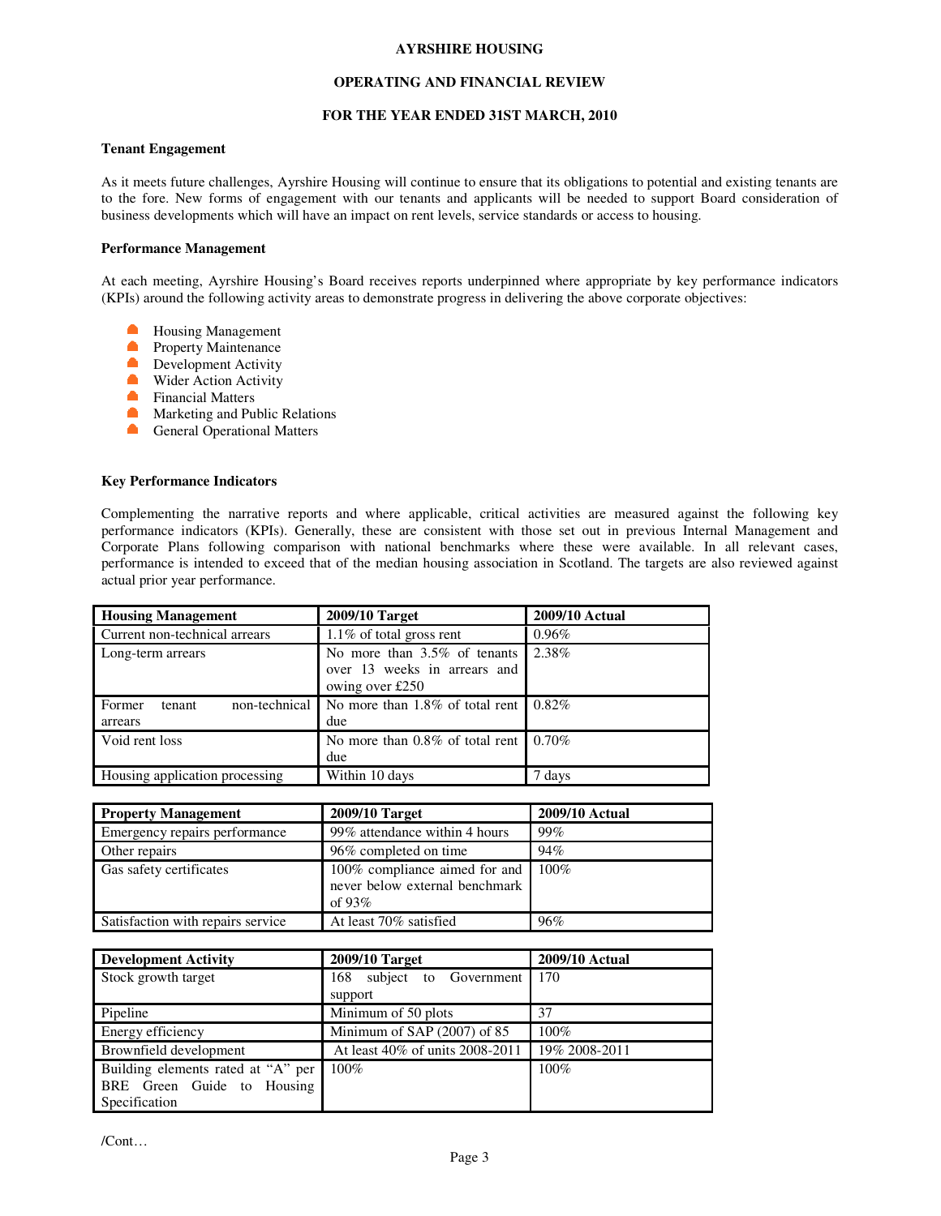**AYRSHIRE HOUSING**

**OPERATING AND FINANCIAL REVIEW**

**FOR THE YEAR ENDED 31ST MARCH, 2010**

**Tenant Engagement**

As it meets future challenges, Ayrshire Housing will continue to ensure that its obligations to potential and existing tenants are to the fore. New forms of engagement with our tenants and applicants will be needed to support Board consideration of business developments which will have an impact on rent levels, service standards or access to housing.

**Performance Management**

At each meeting, Ayrshire Housing's Board receives reports underpinned where appropriate by key performance indicators (KPIs) around the following activity areas to demonstrate progress in delivering the above corporate objectives:

- Housing Management
- Property Maintenance
- Development Activity
- Wider Action Activity
- Financial Matters
- Marketing and Public Relations
- General Operational Matters

**Key Performance Indicators**

Complementing the narrative reports and where applicable, critical activities are measured against the following key performance indicators (KPIs). Generally, these are consistent with those set out in previous Internal Management and Corporate Plans following comparison with national benchmarks where these were available. In all relevant cases, performance is intended to exceed that of the median housing association in Scotland. The targets are also reviewed against actual prior year performance.

| **Housing Management** | **2009/10 Target** | **2009/10 Actual** |
|---|---|---|
| Current non-technical arrears | 1.1% of total gross rent | 0.96% |
| Long-term arrears | No more than 3.5% of tenants over 13 weeks in arrears and owing over £250 | 2.38% |
| Former tenant non-technical arrears | No more than 1.8% of total rent due | 0.82% |
| Void rent loss | No more than 0.8% of total rent due | 0.70% |
| Housing application processing | Within 10 days | 7 days |

| **Property Management** | **2009/10 Target** | **2009/10 Actual** |
|---|---|---|
| Emergency repairs performance | 99% attendance within 4 hours | 99% |
| Other repairs | 96% completed on time | 94% |
| Gas safety certificates | 100% compliance aimed for and never below external benchmark of 93% | 100% |
| Satisfaction with repairs service | At least 70% satisfied | 96% |

| **Development Activity** | **2009/10 Target** | **2009/10 Actual** |
|---|---|---|
| Stock growth target | 168 subject to Government support | 170 |
| Pipeline | Minimum of 50 plots | 37 |
| Energy efficiency | Minimum of SAP (2007) of 85 | 100% |
| Brownfield development | At least 40% of units 2008-2011 | 19% 2008-2011 |
| Building elements rated at "A" per BRE Green Guide to Housing Specification | 100% | 100% |

/Cont…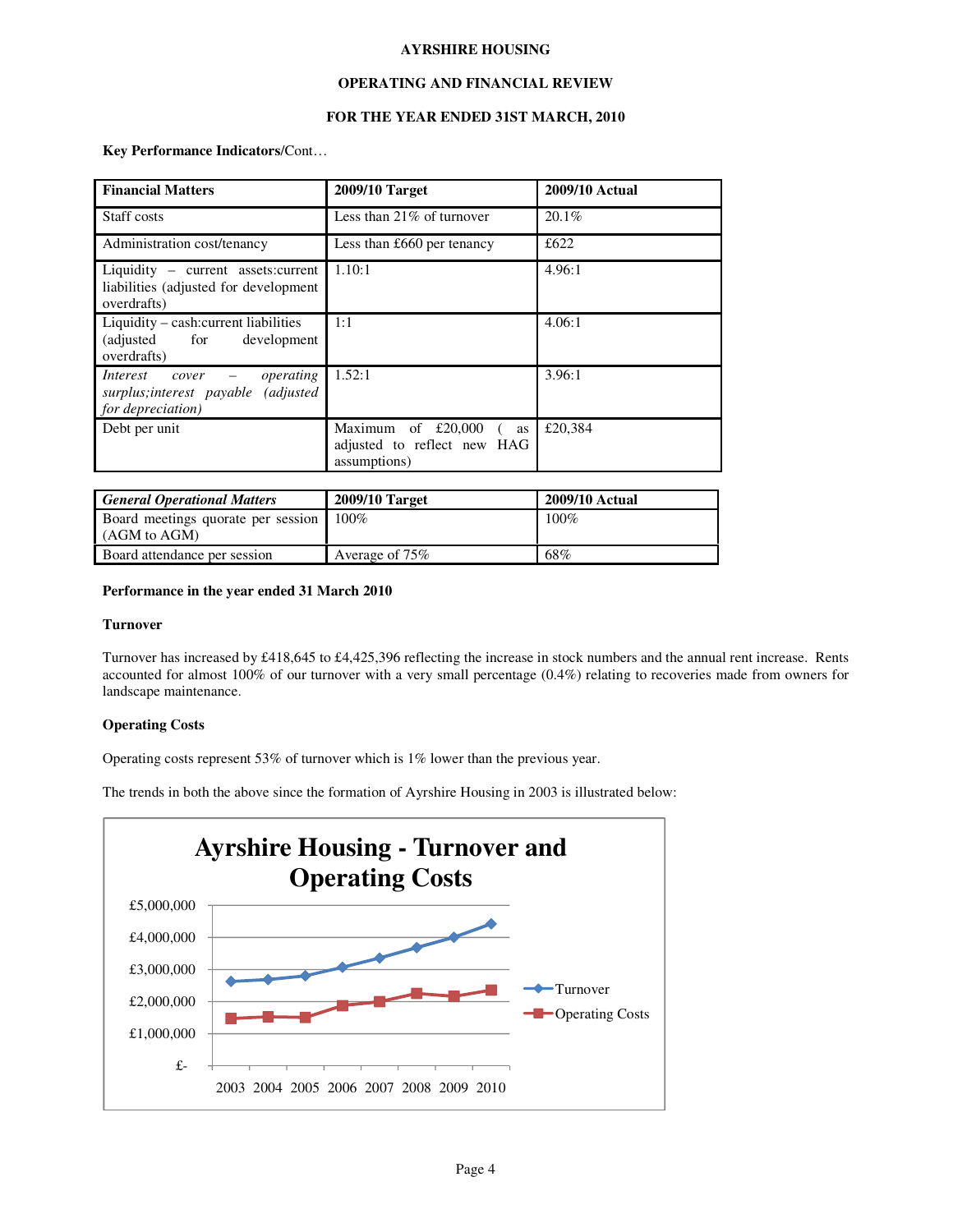**AYRSHIRE HOUSING**

**OPERATING AND FINANCIAL REVIEW**

**FOR THE YEAR ENDED 31ST MARCH, 2010**

**Key Performance Indicators**/Cont…

| **Financial Matters** | **2009/10 Target** | **2009/10 Actual** |
|---|---|---|
| Staff costs | Less than 21% of turnover | 20.1% |
| Administration cost/tenancy | Less than £660 per tenancy | £622 |
| Liquidity – current assets:current liabilities (adjusted for development overdrafts) | 1.10:1 | 4.96:1 |
| Liquidity – cash:current liabilities (adjusted for development overdrafts) | 1:1 | 4.06:1 |
| *Interest cover – operating surplus;interest payable (adjusted for depreciation)* | 1.52:1 | 3.96:1 |
| Debt per unit | Maximum of £20,000 ( as adjusted to reflect new HAG assumptions) | £20,384 |

| ***General Operational Matters*** | **2009/10 Target** | **2009/10 Actual** |
|---|---|---|
| Board meetings quorate per session (AGM to AGM) | 100% | 100% |
| Board attendance per session | Average of 75% | 68% |

**Performance in the year ended 31 March 2010**

**Turnover**

Turnover has increased by £418,645 to £4,425,396 reflecting the increase in stock numbers and the annual rent increase. Rents accounted for almost 100% of our turnover with a very small percentage (0.4%) relating to recoveries made from owners for landscape maintenance.

**Operating Costs**

Operating costs represent 53% of turnover which is 1% lower than the previous year.

The trends in both the above since the formation of Ayrshire Housing in 2003 is illustrated below:

**Ayrshire Housing - Turnover and Operating Costs**

(Line chart, years 2003–2010, y-axis £- to £5,000,000; series: Turnover, Operating Costs)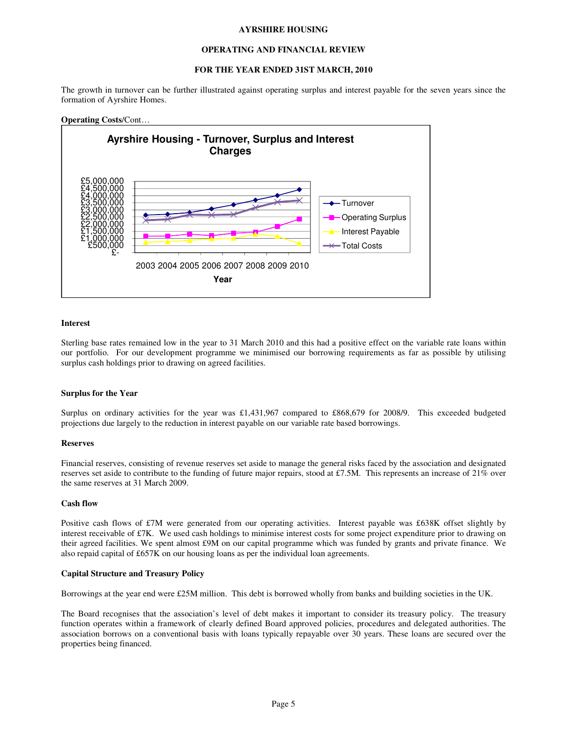The growth in turnover can be further illustrated against operating surplus and interest payable for the seven years since the formation of Ayrshire Homes.

**Operating Costs**/Cont…

**Ayrshire Housing - Turnover, Surplus and Interest Charges**

### Interest

Sterling base rates remained low in the year to 31 March 2010 and this had a positive effect on the variable rate loans within our portfolio. For our development programme we minimised our borrowing requirements as far as possible by utilising surplus cash holdings prior to drawing on agreed facilities.

### Surplus for the Year

Surplus on ordinary activities for the year was £1,431,967 compared to £868,679 for 2008/9. This exceeded budgeted projections due largely to the reduction in interest payable on our variable rate based borrowings.

### Reserves

Financial reserves, consisting of revenue reserves set aside to manage the general risks faced by the association and designated reserves set aside to contribute to the funding of future major repairs, stood at £7.5M. This represents an increase of 21% over the same reserves at 31 March 2009.

### Cash flow

Positive cash flows of £7M were generated from our operating activities. Interest payable was £638K offset slightly by interest receivable of £7K. We used cash holdings to minimise interest costs for some project expenditure prior to drawing on their agreed facilities. We spent almost £9M on our capital programme which was funded by grants and private finance. We also repaid capital of £657K on our housing loans as per the individual loan agreements.

### Capital Structure and Treasury Policy

Borrowings at the year end were £25M million. This debt is borrowed wholly from banks and building societies in the UK.

The Board recognises that the association's level of debt makes it important to consider its treasury policy. The treasury function operates within a framework of clearly defined Board approved policies, procedures and delegated authorities. The association borrows on a conventional basis with loans typically repayable over 30 years. These loans are secured over the properties being financed.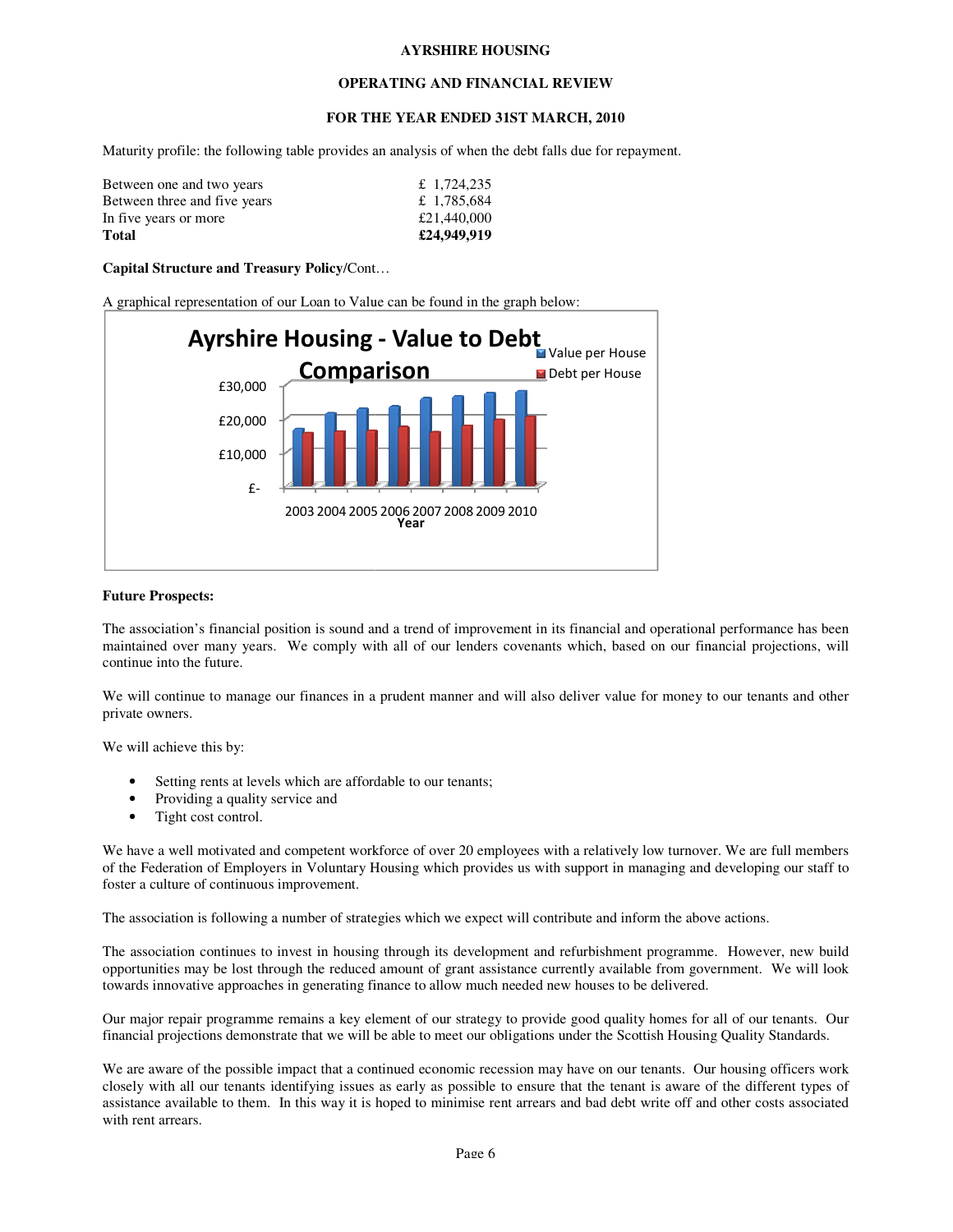**AYRSHIRE HOUSING**

**OPERATING AND FINANCIAL REVIEW**

**FOR THE YEAR ENDED 31ST MARCH, 2010**

Maturity profile: the following table provides an analysis of when the debt falls due for repayment.

| | |
|---|---|
| Between one and two years | £ 1,724,235 |
| Between three and five years | £ 1,785,684 |
| In five years or more | £21,440,000 |
| **Total** | **£24,949,919** |

**Capital Structure and Treasury Policy**/Cont…

A graphical representation of our Loan to Value can be found in the graph below:

**Future Prospects:**

The association's financial position is sound and a trend of improvement in its financial and operational performance has been maintained over many years. We comply with all of our lenders covenants which, based on our financial projections, will continue into the future.

We will continue to manage our finances in a prudent manner and will also deliver value for money to our tenants and other private owners.

We will achieve this by:

- Setting rents at levels which are affordable to our tenants;
- Providing a quality service and
- Tight cost control.

We have a well motivated and competent workforce of over 20 employees with a relatively low turnover. We are full members of the Federation of Employers in Voluntary Housing which provides us with support in managing and developing our staff to foster a culture of continuous improvement.

The association is following a number of strategies which we expect will contribute and inform the above actions.

The association continues to invest in housing through its development and refurbishment programme. However, new build opportunities may be lost through the reduced amount of grant assistance currently available from government. We will look towards innovative approaches in generating finance to allow much needed new houses to be delivered.

Our major repair programme remains a key element of our strategy to provide good quality homes for all of our tenants. Our financial projections demonstrate that we will be able to meet our obligations under the Scottish Housing Quality Standards.

We are aware of the possible impact that a continued economic recession may have on our tenants. Our housing officers work closely with all our tenants identifying issues as early as possible to ensure that the tenant is aware of the different types of assistance available to them. In this way it is hoped to minimise rent arrears and bad debt write off and other costs associated with rent arrears.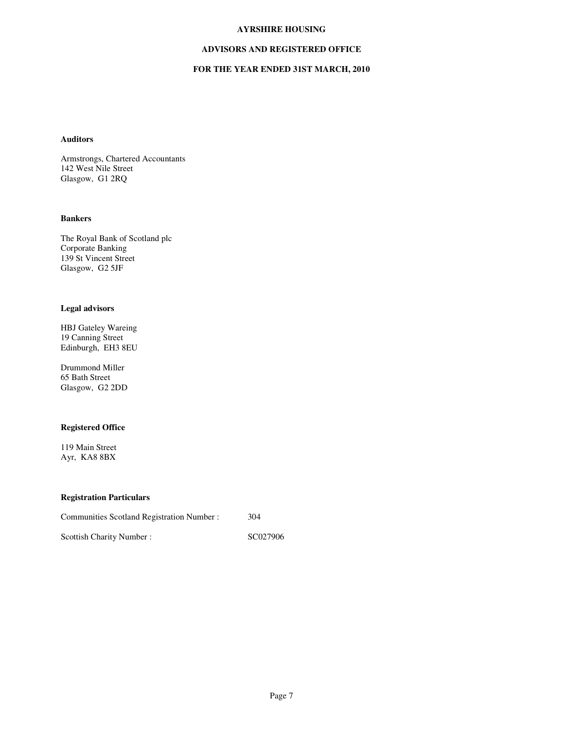# AYRSHIRE HOUSING

## ADVISORS AND REGISTERED OFFICE

## FOR THE YEAR ENDED 31ST MARCH, 2010

### Auditors

Armstrongs, Chartered Accountants
142 West Nile Street
Glasgow, G1 2RQ

### Bankers

The Royal Bank of Scotland plc
Corporate Banking
139 St Vincent Street
Glasgow, G2 5JF

### Legal advisors

HBJ Gateley Wareing
19 Canning Street
Edinburgh, EH3 8EU

Drummond Miller
65 Bath Street
Glasgow, G2 2DD

### Registered Office

119 Main Street
Ayr, KA8 8BX

### Registration Particulars

| | |
|---|---|
| Communities Scotland Registration Number : | 304 |
| Scottish Charity Number : | SC027906 |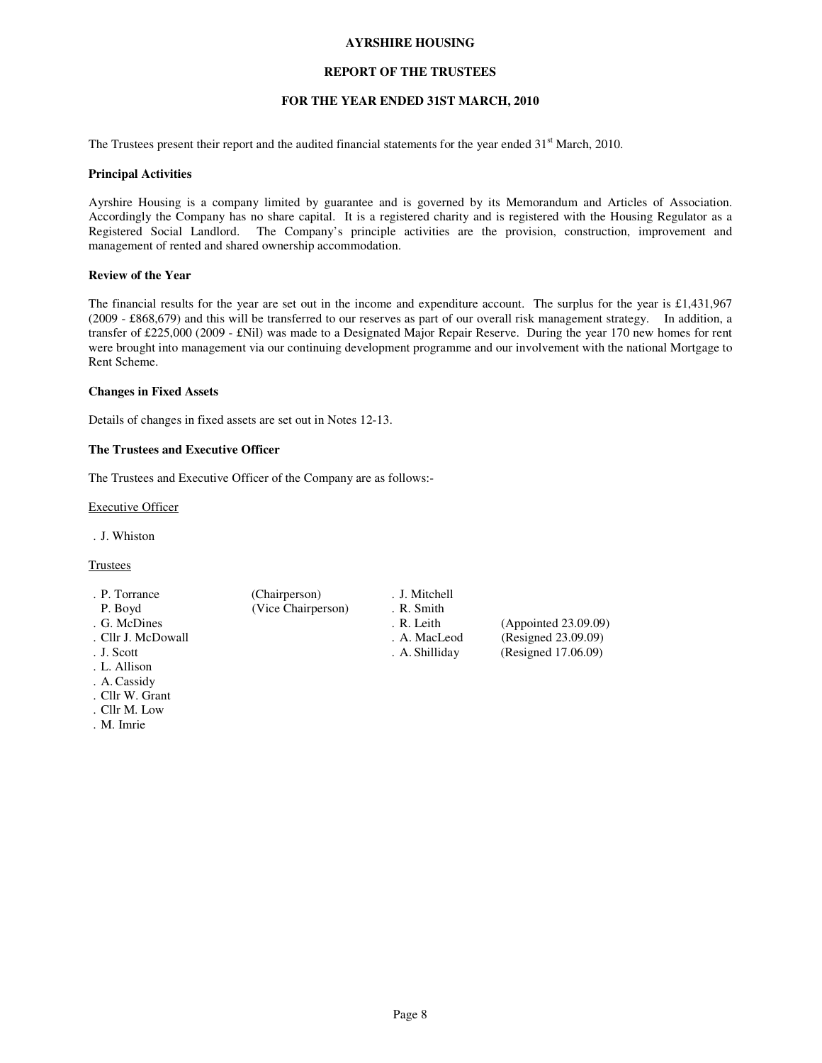# AYRSHIRE HOUSING

## REPORT OF THE TRUSTEES

## FOR THE YEAR ENDED 31ST MARCH, 2010

The Trustees present their report and the audited financial statements for the year ended 31st March, 2010.

### Principal Activities

Ayrshire Housing is a company limited by guarantee and is governed by its Memorandum and Articles of Association. Accordingly the Company has no share capital. It is a registered charity and is registered with the Housing Regulator as a Registered Social Landlord. The Company's principle activities are the provision, construction, improvement and management of rented and shared ownership accommodation.

### Review of the Year

The financial results for the year are set out in the income and expenditure account. The surplus for the year is £1,431,967 (2009 - £868,679) and this will be transferred to our reserves as part of our overall risk management strategy. In addition, a transfer of £225,000 (2009 - £Nil) was made to a Designated Major Repair Reserve. During the year 170 new homes for rent were brought into management via our continuing development programme and our involvement with the national Mortgage to Rent Scheme.

### Changes in Fixed Assets

Details of changes in fixed assets are set out in Notes 12-13.

### The Trustees and Executive Officer

The Trustees and Executive Officer of the Company are as follows:-

Executive Officer

- J. Whiston

Trustees

- P. Torrance (Chairperson)
- P. Boyd (Vice Chairperson)
- G. McDines
- Cllr J. McDowall
- J. Scott
- L. Allison
- A. Cassidy
- Cllr W. Grant
- Cllr M. Low
- M. Imrie
- J. Mitchell
- R. Smith
- R. Leith (Appointed 23.09.09)
- A. MacLeod (Resigned 23.09.09)
- A. Shilliday (Resigned 17.06.09)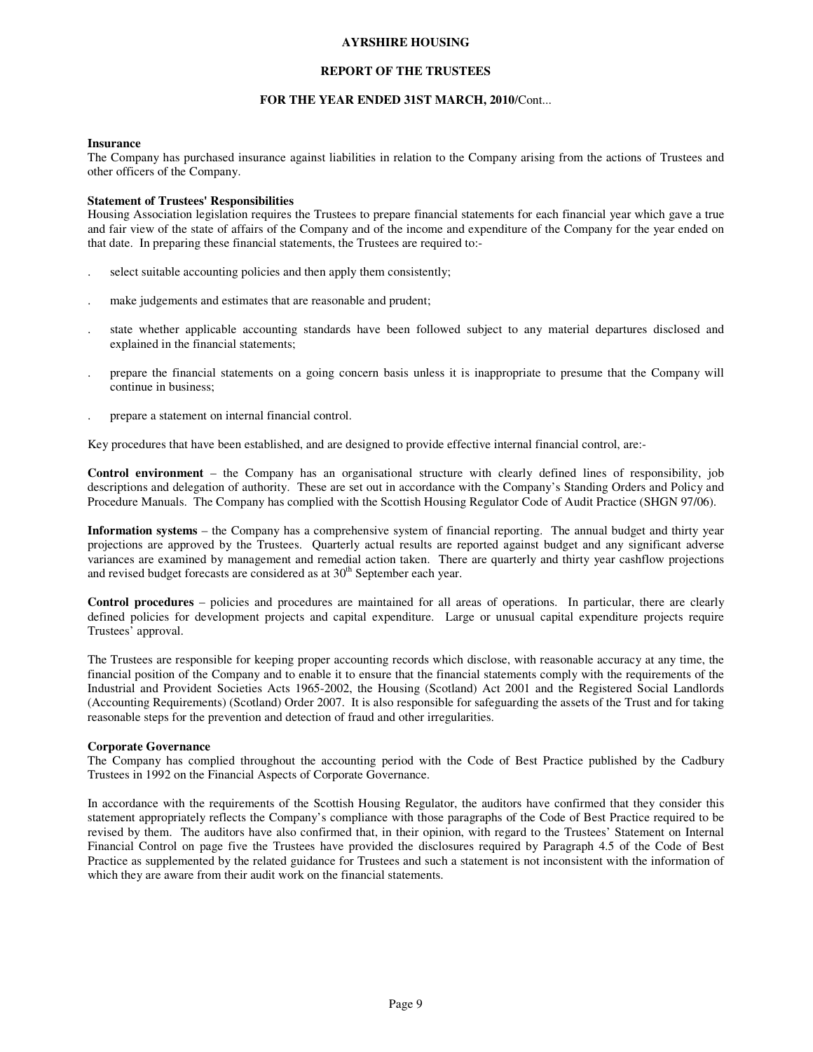**Insurance**
The Company has purchased insurance against liabilities in relation to the Company arising from the actions of Trustees and other officers of the Company.

**Statement of Trustees' Responsibilities**
Housing Association legislation requires the Trustees to prepare financial statements for each financial year which gave a true and fair view of the state of affairs of the Company and of the income and expenditure of the Company for the year ended on that date. In preparing these financial statements, the Trustees are required to:-

- select suitable accounting policies and then apply them consistently;
- make judgements and estimates that are reasonable and prudent;
- state whether applicable accounting standards have been followed subject to any material departures disclosed and explained in the financial statements;
- prepare the financial statements on a going concern basis unless it is inappropriate to presume that the Company will continue in business;
- prepare a statement on internal financial control.

Key procedures that have been established, and are designed to provide effective internal financial control, are:-

**Control environment** – the Company has an organisational structure with clearly defined lines of responsibility, job descriptions and delegation of authority. These are set out in accordance with the Company's Standing Orders and Policy and Procedure Manuals. The Company has complied with the Scottish Housing Regulator Code of Audit Practice (SHGN 97/06).

**Information systems** – the Company has a comprehensive system of financial reporting. The annual budget and thirty year projections are approved by the Trustees. Quarterly actual results are reported against budget and any significant adverse variances are examined by management and remedial action taken. There are quarterly and thirty year cashflow projections and revised budget forecasts are considered as at 30th September each year.

**Control procedures** – policies and procedures are maintained for all areas of operations. In particular, there are clearly defined policies for development projects and capital expenditure. Large or unusual capital expenditure projects require Trustees' approval.

The Trustees are responsible for keeping proper accounting records which disclose, with reasonable accuracy at any time, the financial position of the Company and to enable it to ensure that the financial statements comply with the requirements of the Industrial and Provident Societies Acts 1965-2002, the Housing (Scotland) Act 2001 and the Registered Social Landlords (Accounting Requirements) (Scotland) Order 2007. It is also responsible for safeguarding the assets of the Trust and for taking reasonable steps for the prevention and detection of fraud and other irregularities.

**Corporate Governance**
The Company has complied throughout the accounting period with the Code of Best Practice published by the Cadbury Trustees in 1992 on the Financial Aspects of Corporate Governance.

In accordance with the requirements of the Scottish Housing Regulator, the auditors have confirmed that they consider this statement appropriately reflects the Company's compliance with those paragraphs of the Code of Best Practice required to be revised by them. The auditors have also confirmed that, in their opinion, with regard to the Trustees' Statement on Internal Financial Control on page five the Trustees have provided the disclosures required by Paragraph 4.5 of the Code of Best Practice as supplemented by the related guidance for Trustees and such a statement is not inconsistent with the information of which they are aware from their audit work on the financial statements.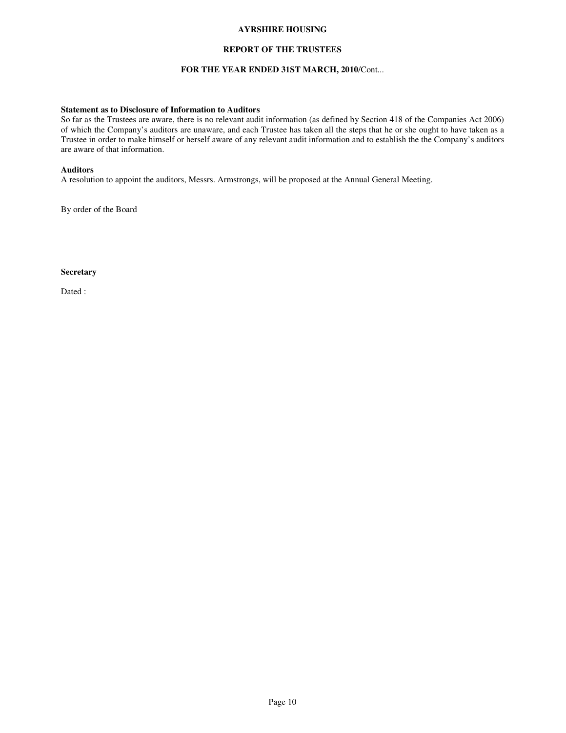**Statement as to Disclosure of Information to Auditors**

So far as the Trustees are aware, there is no relevant audit information (as defined by Section 418 of the Companies Act 2006) of which the Company's auditors are unaware, and each Trustee has taken all the steps that he or she ought to have taken as a Trustee in order to make himself or herself aware of any relevant audit information and to establish the the Company's auditors are aware of that information.

**Auditors**

A resolution to appoint the auditors, Messrs. Armstrongs, will be proposed at the Annual General Meeting.

By order of the Board

**Secretary**

Dated :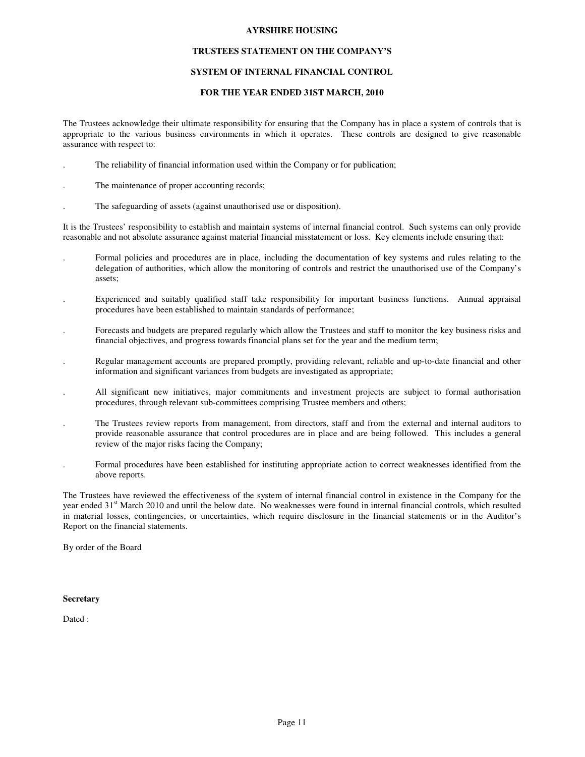# AYRSHIRE HOUSING

## TRUSTEES STATEMENT ON THE COMPANY'S

## SYSTEM OF INTERNAL FINANCIAL CONTROL

## FOR THE YEAR ENDED 31ST MARCH, 2010

The Trustees acknowledge their ultimate responsibility for ensuring that the Company has in place a system of controls that is appropriate to the various business environments in which it operates. These controls are designed to give reasonable assurance with respect to:

- The reliability of financial information used within the Company or for publication;
- The maintenance of proper accounting records;
- The safeguarding of assets (against unauthorised use or disposition).

It is the Trustees' responsibility to establish and maintain systems of internal financial control. Such systems can only provide reasonable and not absolute assurance against material financial misstatement or loss. Key elements include ensuring that:

- Formal policies and procedures are in place, including the documentation of key systems and rules relating to the delegation of authorities, which allow the monitoring of controls and restrict the unauthorised use of the Company's assets;
- Experienced and suitably qualified staff take responsibility for important business functions. Annual appraisal procedures have been established to maintain standards of performance;
- Forecasts and budgets are prepared regularly which allow the Trustees and staff to monitor the key business risks and financial objectives, and progress towards financial plans set for the year and the medium term;
- Regular management accounts are prepared promptly, providing relevant, reliable and up-to-date financial and other information and significant variances from budgets are investigated as appropriate;
- All significant new initiatives, major commitments and investment projects are subject to formal authorisation procedures, through relevant sub-committees comprising Trustee members and others;
- The Trustees review reports from management, from directors, staff and from the external and internal auditors to provide reasonable assurance that control procedures are in place and are being followed. This includes a general review of the major risks facing the Company;
- Formal procedures have been established for instituting appropriate action to correct weaknesses identified from the above reports.

The Trustees have reviewed the effectiveness of the system of internal financial control in existence in the Company for the year ended 31st March 2010 and until the below date. No weaknesses were found in internal financial controls, which resulted in material losses, contingencies, or uncertainties, which require disclosure in the financial statements or in the Auditor's Report on the financial statements.

By order of the Board

**Secretary**

Dated :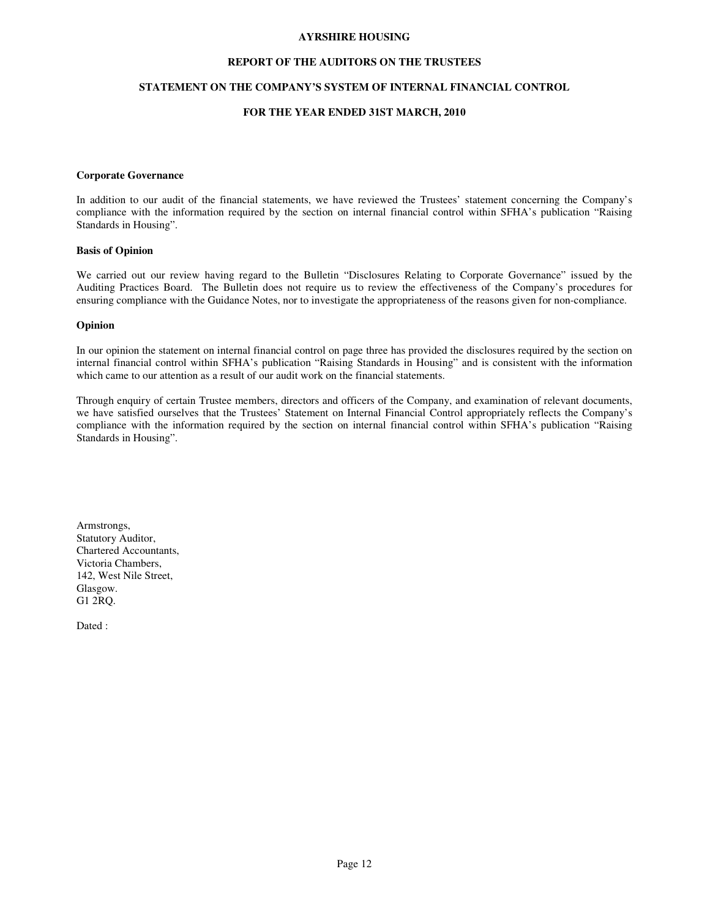# AYRSHIRE HOUSING

## REPORT OF THE AUDITORS ON THE TRUSTEES

## STATEMENT ON THE COMPANY'S SYSTEM OF INTERNAL FINANCIAL CONTROL

## FOR THE YEAR ENDED 31ST MARCH, 2010

### Corporate Governance

In addition to our audit of the financial statements, we have reviewed the Trustees' statement concerning the Company's compliance with the information required by the section on internal financial control within SFHA's publication "Raising Standards in Housing".

### Basis of Opinion

We carried out our review having regard to the Bulletin "Disclosures Relating to Corporate Governance" issued by the Auditing Practices Board. The Bulletin does not require us to review the effectiveness of the Company's procedures for ensuring compliance with the Guidance Notes, nor to investigate the appropriateness of the reasons given for non-compliance.

### Opinion

In our opinion the statement on internal financial control on page three has provided the disclosures required by the section on internal financial control within SFHA's publication "Raising Standards in Housing" and is consistent with the information which came to our attention as a result of our audit work on the financial statements.

Through enquiry of certain Trustee members, directors and officers of the Company, and examination of relevant documents, we have satisfied ourselves that the Trustees' Statement on Internal Financial Control appropriately reflects the Company's compliance with the information required by the section on internal financial control within SFHA's publication "Raising Standards in Housing".

Armstrongs,
Statutory Auditor,
Chartered Accountants,
Victoria Chambers,
142, West Nile Street,
Glasgow.
G1 2RQ.

Dated :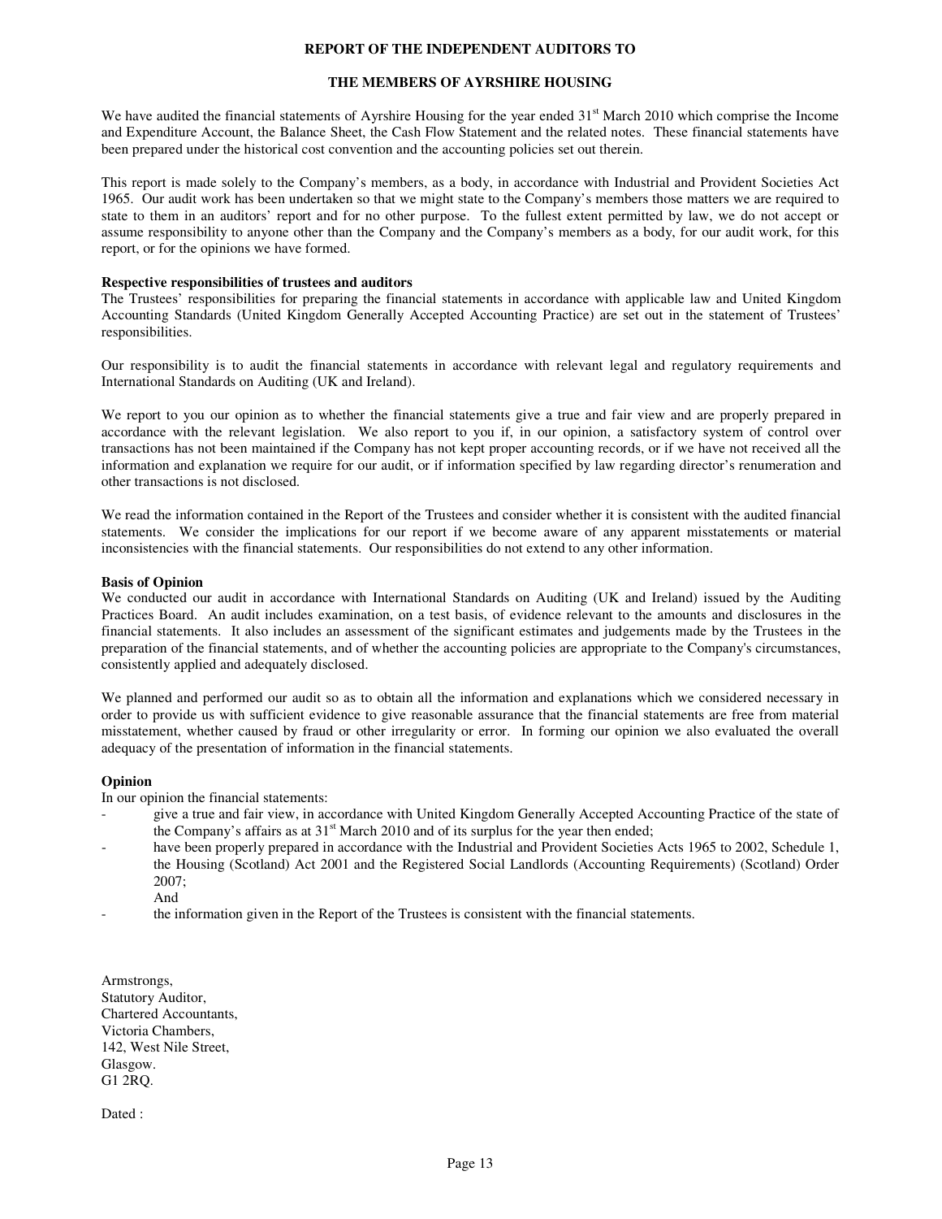# REPORT OF THE INDEPENDENT AUDITORS TO

# THE MEMBERS OF AYRSHIRE HOUSING

We have audited the financial statements of Ayrshire Housing for the year ended 31st March 2010 which comprise the Income and Expenditure Account, the Balance Sheet, the Cash Flow Statement and the related notes. These financial statements have been prepared under the historical cost convention and the accounting policies set out therein.

This report is made solely to the Company's members, as a body, in accordance with Industrial and Provident Societies Act 1965. Our audit work has been undertaken so that we might state to the Company's members those matters we are required to state to them in an auditors' report and for no other purpose. To the fullest extent permitted by law, we do not accept or assume responsibility to anyone other than the Company and the Company's members as a body, for our audit work, for this report, or for the opinions we have formed.

**Respective responsibilities of trustees and auditors**

The Trustees' responsibilities for preparing the financial statements in accordance with applicable law and United Kingdom Accounting Standards (United Kingdom Generally Accepted Accounting Practice) are set out in the statement of Trustees' responsibilities.

Our responsibility is to audit the financial statements in accordance with relevant legal and regulatory requirements and International Standards on Auditing (UK and Ireland).

We report to you our opinion as to whether the financial statements give a true and fair view and are properly prepared in accordance with the relevant legislation. We also report to you if, in our opinion, a satisfactory system of control over transactions has not been maintained if the Company has not kept proper accounting records, or if we have not received all the information and explanation we require for our audit, or if information specified by law regarding director's renumeration and other transactions is not disclosed.

We read the information contained in the Report of the Trustees and consider whether it is consistent with the audited financial statements. We consider the implications for our report if we become aware of any apparent misstatements or material inconsistencies with the financial statements. Our responsibilities do not extend to any other information.

**Basis of Opinion**

We conducted our audit in accordance with International Standards on Auditing (UK and Ireland) issued by the Auditing Practices Board. An audit includes examination, on a test basis, of evidence relevant to the amounts and disclosures in the financial statements. It also includes an assessment of the significant estimates and judgements made by the Trustees in the preparation of the financial statements, and of whether the accounting policies are appropriate to the Company's circumstances, consistently applied and adequately disclosed.

We planned and performed our audit so as to obtain all the information and explanations which we considered necessary in order to provide us with sufficient evidence to give reasonable assurance that the financial statements are free from material misstatement, whether caused by fraud or other irregularity or error. In forming our opinion we also evaluated the overall adequacy of the presentation of information in the financial statements.

**Opinion**

In our opinion the financial statements:

- give a true and fair view, in accordance with United Kingdom Generally Accepted Accounting Practice of the state of the Company's affairs as at 31st March 2010 and of its surplus for the year then ended;
- have been properly prepared in accordance with the Industrial and Provident Societies Acts 1965 to 2002, Schedule 1, the Housing (Scotland) Act 2001 and the Registered Social Landlords (Accounting Requirements) (Scotland) Order 2007;
  And
- the information given in the Report of the Trustees is consistent with the financial statements.

Armstrongs,
Statutory Auditor,
Chartered Accountants,
Victoria Chambers,
142, West Nile Street,
Glasgow.
G1 2RQ.

Dated :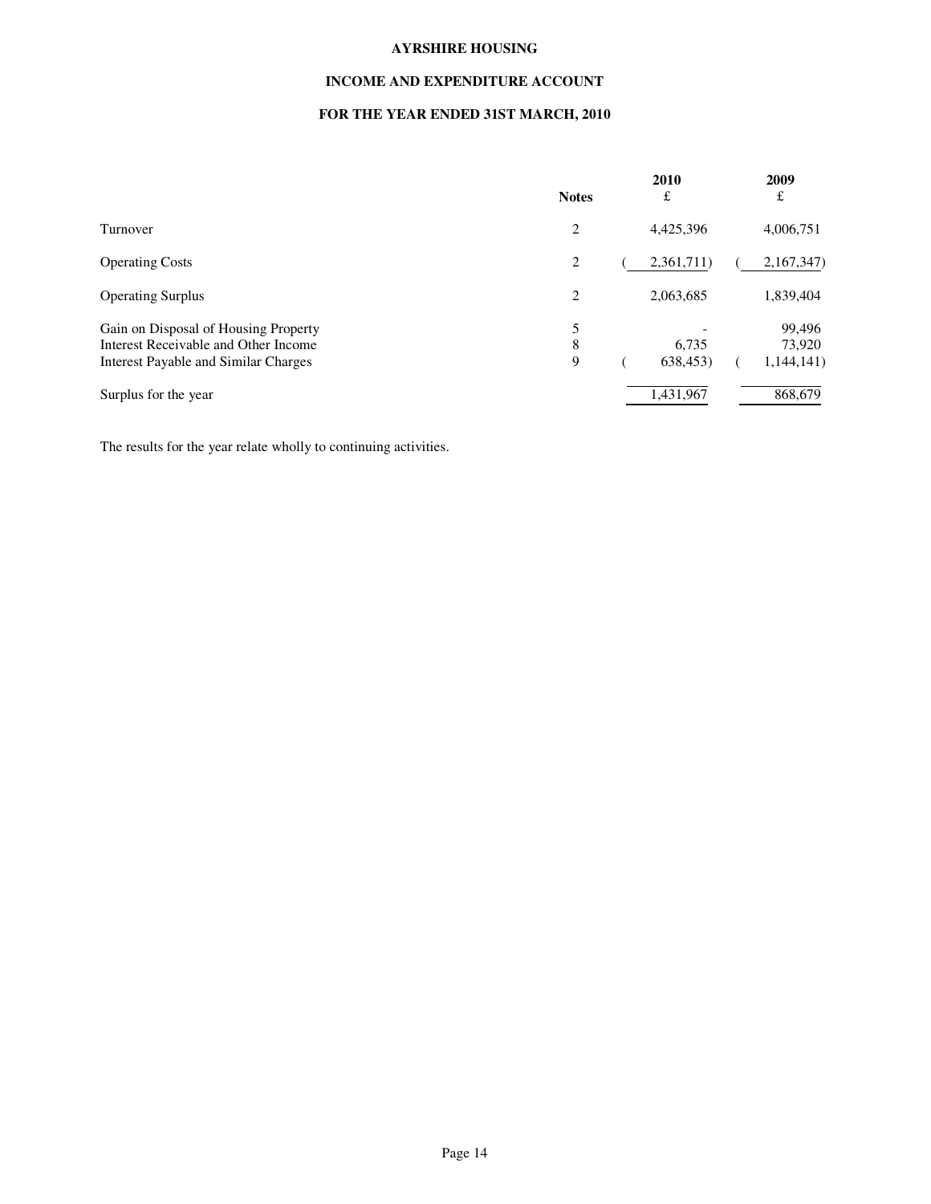**AYRSHIRE HOUSING**

**INCOME AND EXPENDITURE ACCOUNT**

**FOR THE YEAR ENDED 31ST MARCH, 2010**

| | **Notes** | **2010** £ | **2009** £ |
|---|---|---|---|
| Turnover | 2 | 4,425,396 | 4,006,751 |
| Operating Costs | 2 | ( 2,361,711) | ( 2,167,347) |
| Operating Surplus | 2 | 2,063,685 | 1,839,404 |
| Gain on Disposal of Housing Property | 5 | - | 99,496 |
| Interest Receivable and Other Income | 8 | 6,735 | 73,920 |
| Interest Payable and Similar Charges | 9 | ( 638,453) | ( 1,144,141) |
| Surplus for the year | | 1,431,967 | 868,679 |

The results for the year relate wholly to continuing activities.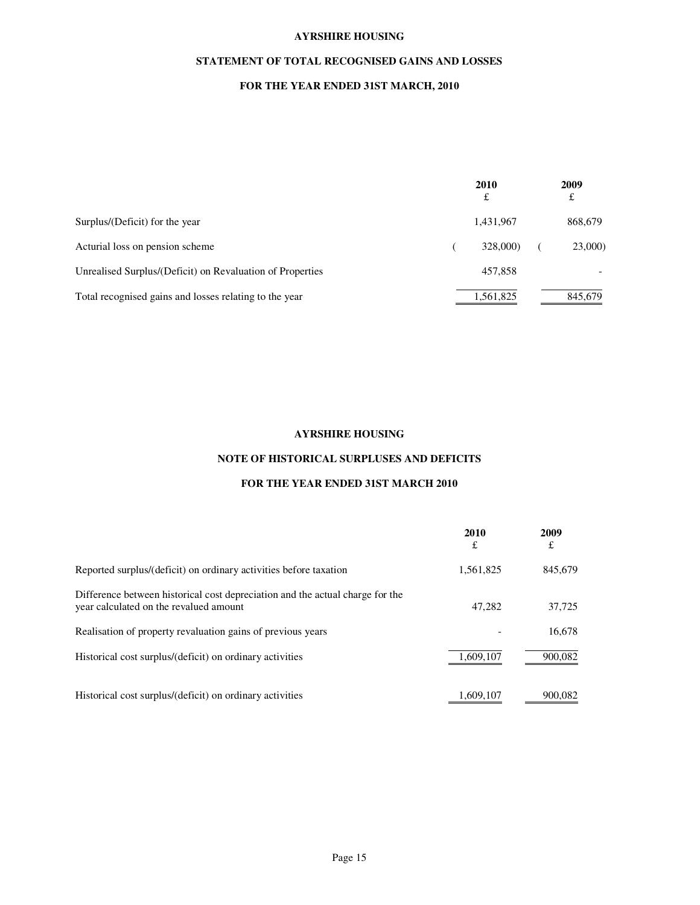# AYRSHIRE HOUSING

## STATEMENT OF TOTAL RECOGNISED GAINS AND LOSSES

### FOR THE YEAR ENDED 31ST MARCH, 2010

| | 2010<br>£ | 2009<br>£ |
|---|---|---|
| Surplus/(Deficit) for the year | 1,431,967 | 868,679 |
| Acturial loss on pension scheme | ( 328,000) | ( 23,000) |
| Unrealised Surplus/(Deficit) on Revaluation of Properties | 457,858 | - |
| Total recognised gains and losses relating to the year | 1,561,825 | 845,679 |

# AYRSHIRE HOUSING

## NOTE OF HISTORICAL SURPLUSES AND DEFICITS

### FOR THE YEAR ENDED 31ST MARCH 2010

| | 2010<br>£ | 2009<br>£ |
|---|---|---|
| Reported surplus/(deficit) on ordinary activities before taxation | 1,561,825 | 845,679 |
| Difference between historical cost depreciation and the actual charge for the year calculated on the revalued amount | 47,282 | 37,725 |
| Realisation of property revaluation gains of previous years | - | 16,678 |
| Historical cost surplus/(deficit) on ordinary activities | 1,609,107 | 900,082 |
| | | |
| Historical cost surplus/(deficit) on ordinary activities | 1,609,107 | 900,082 |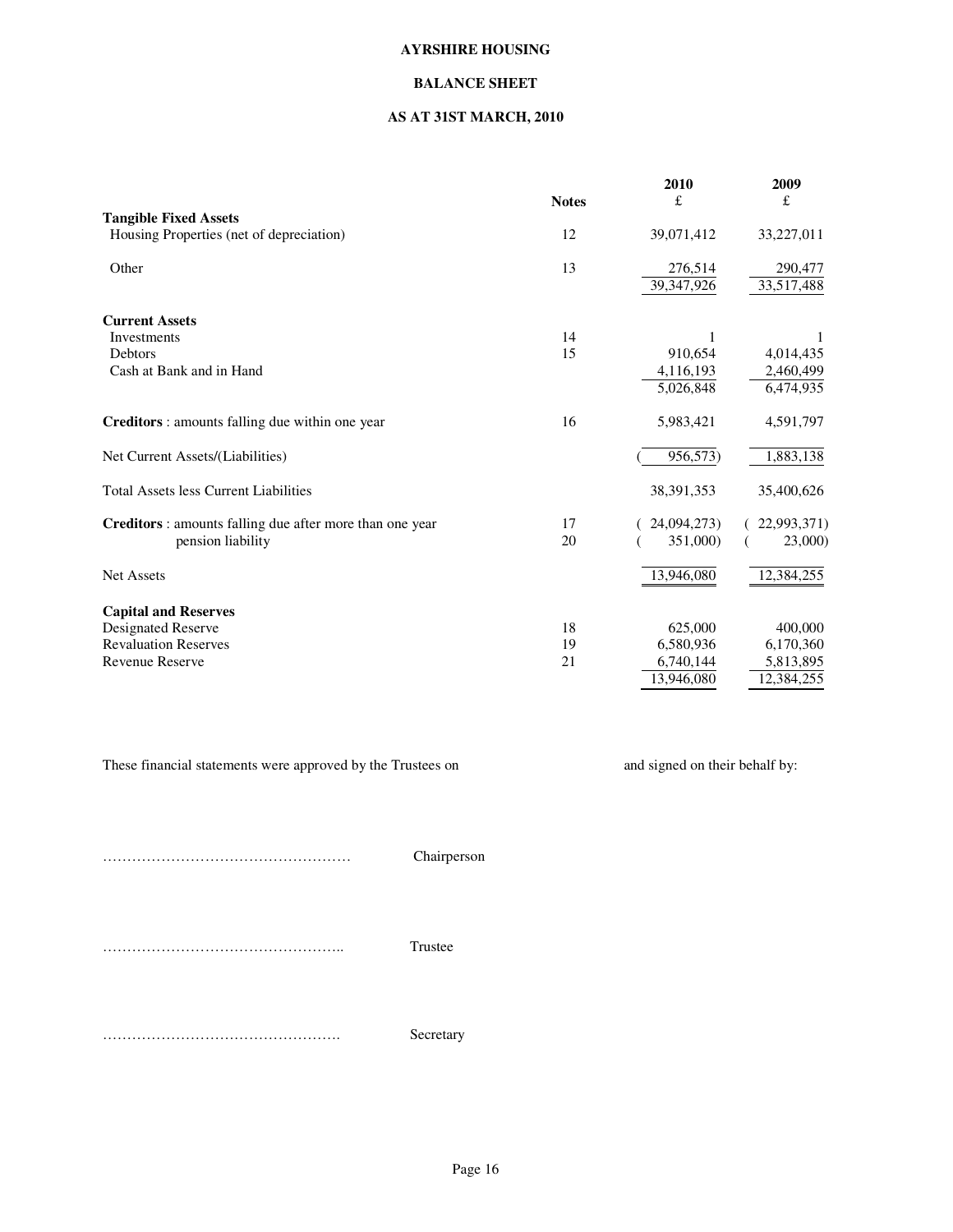# AYRSHIRE HOUSING

## BALANCE SHEET

### AS AT 31ST MARCH, 2010

| | Notes | 2010 £ | 2009 £ |
|---|---|---|---|
| **Tangible Fixed Assets** | | | |
| Housing Properties (net of depreciation) | 12 | 39,071,412 | 33,227,011 |
| Other | 13 | 276,514 | 290,477 |
| | | 39,347,926 | 33,517,488 |
| **Current Assets** | | | |
| Investments | 14 | 1 | 1 |
| Debtors | 15 | 910,654 | 4,014,435 |
| Cash at Bank and in Hand | | 4,116,193 | 2,460,499 |
| | | 5,026,848 | 6,474,935 |
| **Creditors** : amounts falling due within one year | 16 | 5,983,421 | 4,591,797 |
| Net Current Assets/(Liabilities) | | ( 956,573) | 1,883,138 |
| Total Assets less Current Liabilities | | 38,391,353 | 35,400,626 |
| **Creditors** : amounts falling due after more than one year | 17 | ( 24,094,273) | ( 22,993,371) |
| pension liability | 20 | ( 351,000) | ( 23,000) |
| Net Assets | | 13,946,080 | 12,384,255 |
| **Capital and Reserves** | | | |
| Designated Reserve | 18 | 625,000 | 400,000 |
| Revaluation Reserves | 19 | 6,580,936 | 6,170,360 |
| Revenue Reserve | 21 | 6,740,144 | 5,813,895 |
| | | 13,946,080 | 12,384,255 |

These financial statements were approved by the Trustees on and signed on their behalf by:

…………………………………………… Chairperson

………………………………………….. Trustee

…………………………………………. Secretary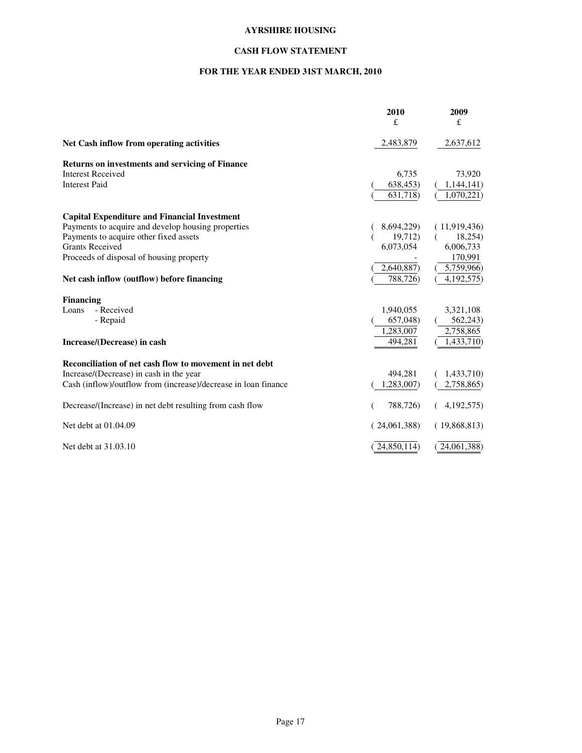# AYRSHIRE HOUSING

## CASH FLOW STATEMENT

### FOR THE YEAR ENDED 31ST MARCH, 2010

| | 2010<br>£ | 2009<br>£ |
|---|---|---|
| **Net Cash inflow from operating activities** | 2,483,879 | 2,637,612 |
| **Returns on investments and servicing of Finance** | | |
| Interest Received | 6,735 | 73,920 |
| Interest Paid | ( 638,453) | ( 1,144,141) |
| | ( 631,718) | ( 1,070,221) |
| **Capital Expenditure and Financial Investment** | | |
| Payments to acquire and develop housing properties | ( 8,694,229) | ( 11,919,436) |
| Payments to acquire other fixed assets | ( 19,712) | ( 18,254) |
| Grants Received | 6,073,054 | 6,006,733 |
| Proceeds of disposal of housing property | - | 170,991 |
| | ( 2,640,887) | ( 5,759,966) |
| **Net cash inflow (outflow) before financing** | ( 788,726) | ( 4,192,575) |
| **Financing** | | |
| Loans - Received | 1,940,055 | 3,321,108 |
| - Repaid | ( 657,048) | ( 562,243) |
| | 1,283,007 | 2,758,865 |
| **Increase/(Decrease) in cash** | 494,281 | ( 1,433,710) |
| **Reconciliation of net cash flow to movement in net debt** | | |
| Increase/(Decrease) in cash in the year | 494,281 | ( 1,433,710) |
| Cash (inflow)/outflow from (increase)/decrease in loan finance | ( 1,283,007) | ( 2,758,865) |
| Decrease/(Increase) in net debt resulting from cash flow | ( 788,726) | ( 4,192,575) |
| Net debt at 01.04.09 | ( 24,061,388) | ( 19,868,813) |
| Net debt at 31.03.10 | ( 24,850,114) | ( 24,061,388) |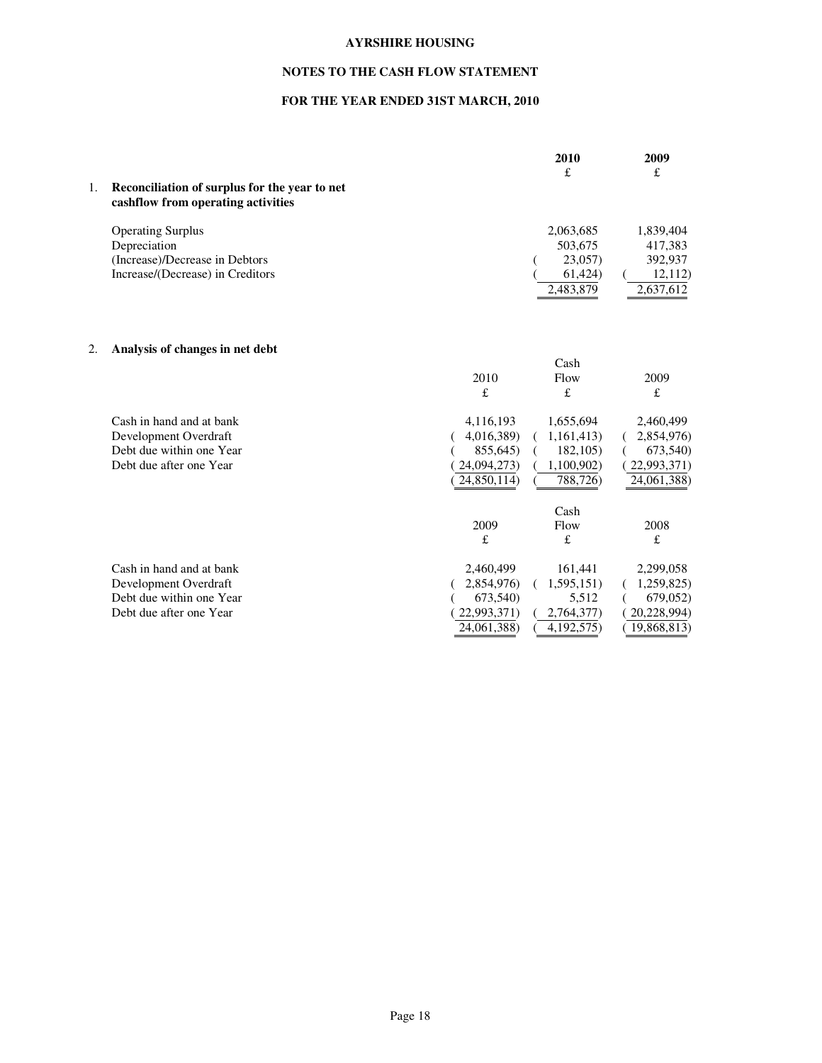**AYRSHIRE HOUSING**

**NOTES TO THE CASH FLOW STATEMENT**

**FOR THE YEAR ENDED 31ST MARCH, 2010**

### 1. Reconciliation of surplus for the year to net cashflow from operating activities

| | 2010 £ | 2009 £ |
|---|---|---|
| Operating Surplus | 2,063,685 | 1,839,404 |
| Depreciation | 503,675 | 417,383 |
| (Increase)/Decrease in Debtors | (23,057) | 392,937 |
| Increase/(Decrease) in Creditors | (61,424) | (12,112) |
| | 2,483,879 | 2,637,612 |

### 2. Analysis of changes in net debt

| | 2010 £ | Cash Flow £ | 2009 £ |
|---|---|---|---|
| Cash in hand and at bank | 4,116,193 | 1,655,694 | 2,460,499 |
| Development Overdraft | (4,016,389) | (1,161,413) | (2,854,976) |
| Debt due within one Year | (855,645) | (182,105) | (673,540) |
| Debt due after one Year | (24,094,273) | (1,100,902) | (22,993,371) |
| | (24,850,114) | (788,726) | 24,061,388) |

| | 2009 £ | Cash Flow £ | 2008 £ |
|---|---|---|---|
| Cash in hand and at bank | 2,460,499 | 161,441 | 2,299,058 |
| Development Overdraft | (2,854,976) | (1,595,151) | (1,259,825) |
| Debt due within one Year | (673,540) | 5,512 | (679,052) |
| Debt due after one Year | (22,993,371) | (2,764,377) | (20,228,994) |
| | 24,061,388) | (4,192,575) | (19,868,813) |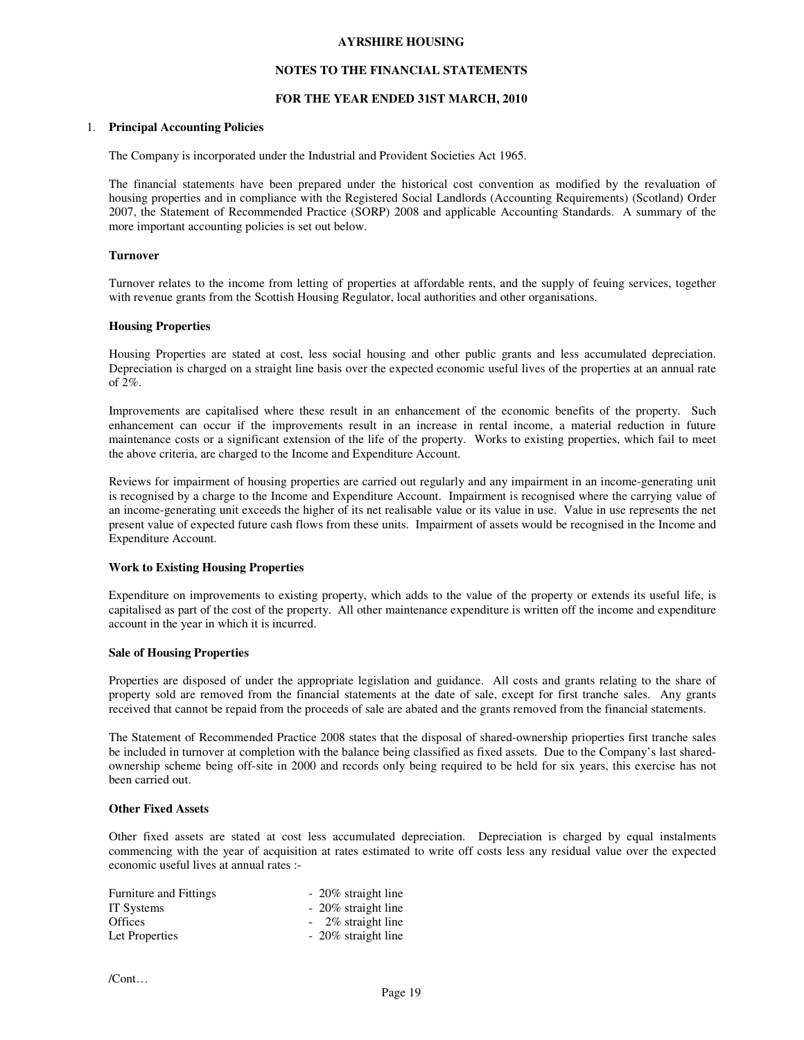**AYRSHIRE HOUSING**

**NOTES TO THE FINANCIAL STATEMENTS**

**FOR THE YEAR ENDED 31ST MARCH, 2010**

1. **Principal Accounting Policies**

The Company is incorporated under the Industrial and Provident Societies Act 1965.

The financial statements have been prepared under the historical cost convention as modified by the revaluation of housing properties and in compliance with the Registered Social Landlords (Accounting Requirements) (Scotland) Order 2007, the Statement of Recommended Practice (SORP) 2008 and applicable Accounting Standards. A summary of the more important accounting policies is set out below.

**Turnover**

Turnover relates to the income from letting of properties at affordable rents, and the supply of feuing services, together with revenue grants from the Scottish Housing Regulator, local authorities and other organisations.

**Housing Properties**

Housing Properties are stated at cost, less social housing and other public grants and less accumulated depreciation. Depreciation is charged on a straight line basis over the expected economic useful lives of the properties at an annual rate of 2%.

Improvements are capitalised where these result in an enhancement of the economic benefits of the property. Such enhancement can occur if the improvements result in an increase in rental income, a material reduction in future maintenance costs or a significant extension of the life of the property. Works to existing properties, which fail to meet the above criteria, are charged to the Income and Expenditure Account.

Reviews for impairment of housing properties are carried out regularly and any impairment in an income-generating unit is recognised by a charge to the Income and Expenditure Account. Impairment is recognised where the carrying value of an income-generating unit exceeds the higher of its net realisable value or its value in use. Value in use represents the net present value of expected future cash flows from these units. Impairment of assets would be recognised in the Income and Expenditure Account.

**Work to Existing Housing Properties**

Expenditure on improvements to existing property, which adds to the value of the property or extends its useful life, is capitalised as part of the cost of the property. All other maintenance expenditure is written off the income and expenditure account in the year in which it is incurred.

**Sale of Housing Properties**

Properties are disposed of under the appropriate legislation and guidance. All costs and grants relating to the share of property sold are removed from the financial statements at the date of sale, except for first tranche sales. Any grants received that cannot be repaid from the proceeds of sale are abated and the grants removed from the financial statements.

The Statement of Recommended Practice 2008 states that the disposal of shared-ownership prioperties first tranche sales be included in turnover at completion with the balance being classified as fixed assets. Due to the Company's last shared-ownership scheme being off-site in 2000 and records only being required to be held for six years, this exercise has not been carried out.

**Other Fixed Assets**

Other fixed assets are stated at cost less accumulated depreciation. Depreciation is charged by equal instalments commencing with the year of acquisition at rates estimated to write off costs less any residual value over the expected economic useful lives at annual rates :-

| | |
|---|---|
| Furniture and Fittings | - 20% straight line |
| IT Systems | - 20% straight line |
| Offices | - 2% straight line |
| Let Properties | - 20% straight line |

/Cont…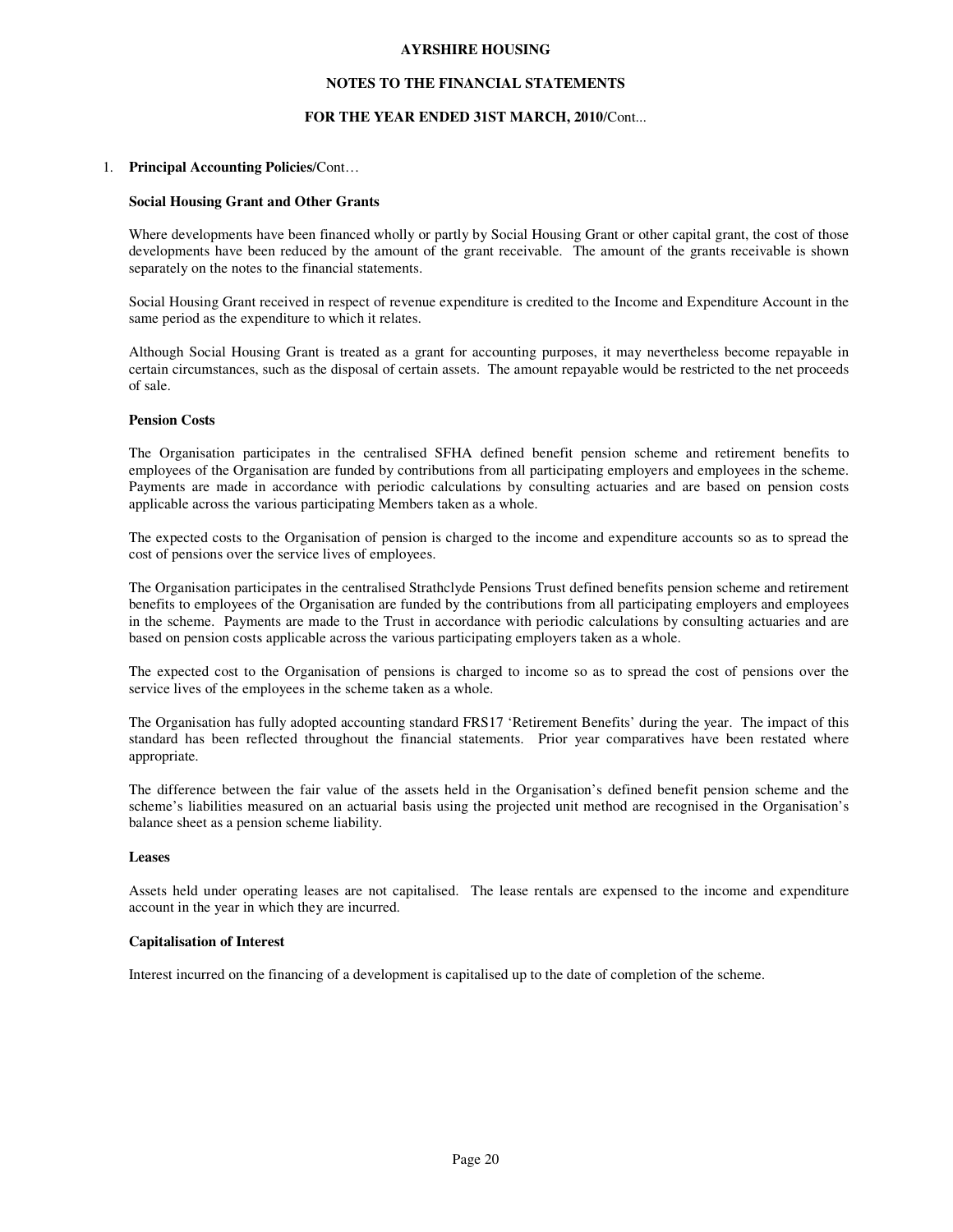1. **Principal Accounting Policies/**Cont…

**Social Housing Grant and Other Grants**

Where developments have been financed wholly or partly by Social Housing Grant or other capital grant, the cost of those developments have been reduced by the amount of the grant receivable. The amount of the grants receivable is shown separately on the notes to the financial statements.

Social Housing Grant received in respect of revenue expenditure is credited to the Income and Expenditure Account in the same period as the expenditure to which it relates.

Although Social Housing Grant is treated as a grant for accounting purposes, it may nevertheless become repayable in certain circumstances, such as the disposal of certain assets. The amount repayable would be restricted to the net proceeds of sale.

**Pension Costs**

The Organisation participates in the centralised SFHA defined benefit pension scheme and retirement benefits to employees of the Organisation are funded by contributions from all participating employers and employees in the scheme. Payments are made in accordance with periodic calculations by consulting actuaries and are based on pension costs applicable across the various participating Members taken as a whole.

The expected costs to the Organisation of pension is charged to the income and expenditure accounts so as to spread the cost of pensions over the service lives of employees.

The Organisation participates in the centralised Strathclyde Pensions Trust defined benefits pension scheme and retirement benefits to employees of the Organisation are funded by the contributions from all participating employers and employees in the scheme. Payments are made to the Trust in accordance with periodic calculations by consulting actuaries and are based on pension costs applicable across the various participating employers taken as a whole.

The expected cost to the Organisation of pensions is charged to income so as to spread the cost of pensions over the service lives of the employees in the scheme taken as a whole.

The Organisation has fully adopted accounting standard FRS17 'Retirement Benefits' during the year. The impact of this standard has been reflected throughout the financial statements. Prior year comparatives have been restated where appropriate.

The difference between the fair value of the assets held in the Organisation's defined benefit pension scheme and the scheme's liabilities measured on an actuarial basis using the projected unit method are recognised in the Organisation's balance sheet as a pension scheme liability.

**Leases**

Assets held under operating leases are not capitalised. The lease rentals are expensed to the income and expenditure account in the year in which they are incurred.

**Capitalisation of Interest**

Interest incurred on the financing of a development is capitalised up to the date of completion of the scheme.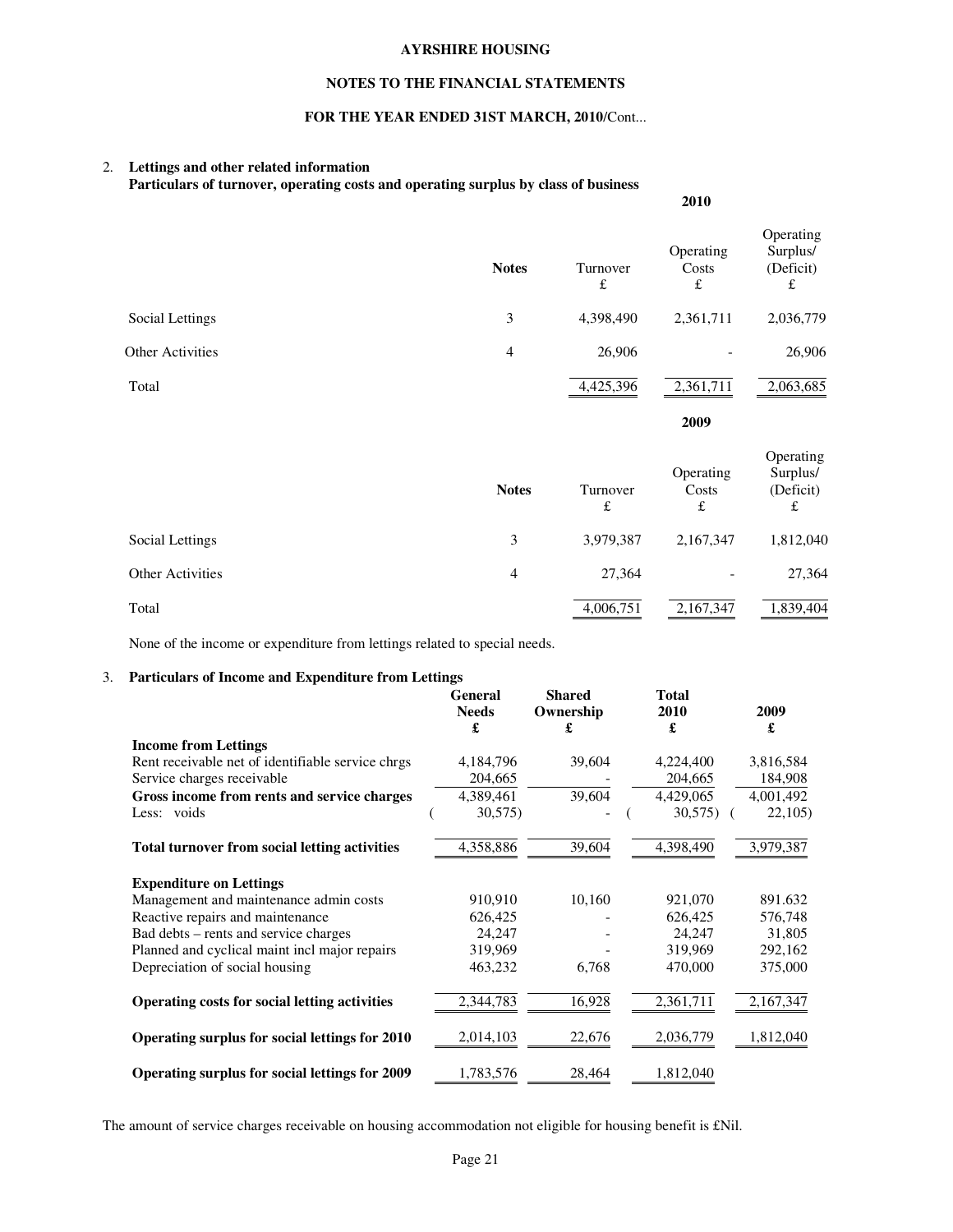## AYRSHIRE HOUSING

## NOTES TO THE FINANCIAL STATEMENTS

## FOR THE YEAR ENDED 31ST MARCH, 2010/Cont...

### 2. Lettings and other related information

**Particulars of turnover, operating costs and operating surplus by class of business**

**2010**

| | Notes | Turnover £ | Operating Costs £ | Operating Surplus/ (Deficit) £ |
|---|---|---|---|---|
| Social Lettings | 3 | 4,398,490 | 2,361,711 | 2,036,779 |
| Other Activities | 4 | 26,906 | - | 26,906 |
| Total | | 4,425,396 | 2,361,711 | 2,063,685 |

**2009**

| | Notes | Turnover £ | Operating Costs £ | Operating Surplus/ (Deficit) £ |
|---|---|---|---|---|
| Social Lettings | 3 | 3,979,387 | 2,167,347 | 1,812,040 |
| Other Activities | 4 | 27,364 | - | 27,364 |
| Total | | 4,006,751 | 2,167,347 | 1,839,404 |

None of the income or expenditure from lettings related to special needs.

### 3. Particulars of Income and Expenditure from Lettings

| | General Needs £ | Shared Ownership £ | Total 2010 £ | 2009 £ |
|---|---|---|---|---|
| **Income from Lettings** | | | | |
| Rent receivable net of identifiable service chrgs | 4,184,796 | 39,604 | 4,224,400 | 3,816,584 |
| Service charges receivable | 204,665 | - | 204,665 | 184,908 |
| **Gross income from rents and service charges** | 4,389,461 | 39,604 | 4,429,065 | 4,001,492 |
| Less: voids | ( 30,575) | - | ( 30,575) | ( 22,105) |
| **Total turnover from social letting activities** | 4,358,886 | 39,604 | 4,398,490 | 3,979,387 |
| **Expenditure on Lettings** | | | | |
| Management and maintenance admin costs | 910,910 | 10,160 | 921,070 | 891.632 |
| Reactive repairs and maintenance | 626,425 | - | 626,425 | 576,748 |
| Bad debts – rents and service charges | 24,247 | - | 24,247 | 31,805 |
| Planned and cyclical maint incl major repairs | 319,969 | - | 319,969 | 292,162 |
| Depreciation of social housing | 463,232 | 6,768 | 470,000 | 375,000 |
| **Operating costs for social letting activities** | 2,344,783 | 16,928 | 2,361,711 | 2,167,347 |
| **Operating surplus for social lettings for 2010** | 2,014,103 | 22,676 | 2,036,779 | 1,812,040 |
| **Operating surplus for social lettings for 2009** | 1,783,576 | 28,464 | 1,812,040 | |

The amount of service charges receivable on housing accommodation not eligible for housing benefit is £Nil.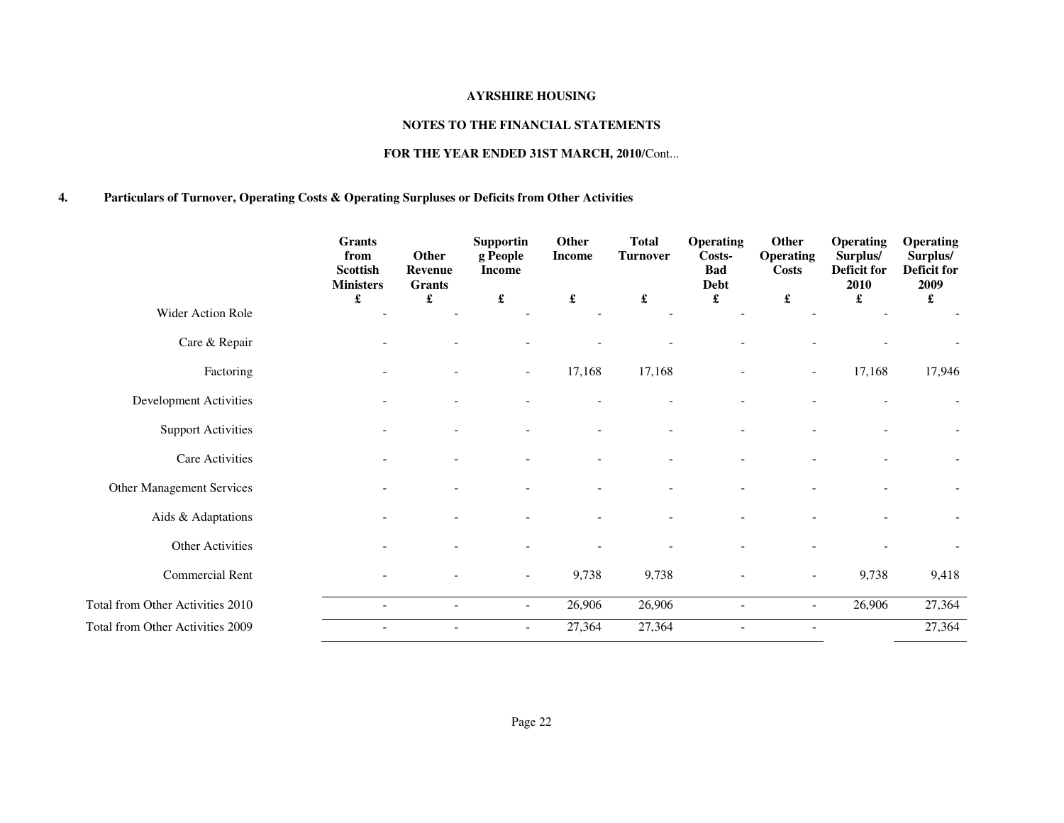**AYRSHIRE HOUSING**

**NOTES TO THE FINANCIAL STATEMENTS**

**FOR THE YEAR ENDED 31ST MARCH, 2010/**Cont...

## 4. Particulars of Turnover, Operating Costs & Operating Surpluses or Deficits from Other Activities

| | Grants from Scottish Ministers | Other Revenue Grants | Supporting People Income | Other Income | Total Turnover | Operating Costs- Bad Debt | Other Operating Costs | Operating Surplus/ Deficit for 2010 | Operating Surplus/ Deficit for 2009 |
|---|---|---|---|---|---|---|---|---|---|
| | £ | £ | £ | £ | £ | £ | £ | £ | £ |
| Wider Action Role | - | - | - | - | - | - | - | - | - |
| Care & Repair | - | - | - | - | - | - | - | - | - |
| Factoring | - | - | - | 17,168 | 17,168 | - | - | 17,168 | 17,946 |
| Development Activities | - | - | - | - | - | - | - | - | - |
| Support Activities | - | - | - | - | - | - | - | - | - |
| Care Activities | - | - | - | - | - | - | - | - | - |
| Other Management Services | - | - | - | - | - | - | - | - | - |
| Aids & Adaptations | - | - | - | - | - | - | - | - | - |
| Other Activities | - | - | - | - | - | - | - | - | - |
| Commercial Rent | - | - | - | 9,738 | 9,738 | - | - | 9,738 | 9,418 |
| Total from Other Activities 2010 | - | - | - | 26,906 | 26,906 | - | - | 26,906 | 27,364 |
| Total from Other Activities 2009 | - | - | - | 27,364 | 27,364 | - | - | | 27,364 |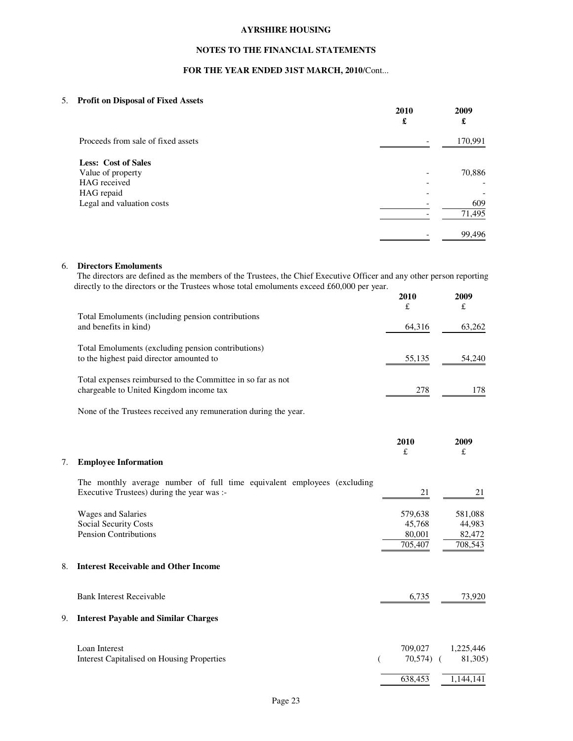**AYRSHIRE HOUSING**

**NOTES TO THE FINANCIAL STATEMENTS**

**FOR THE YEAR ENDED 31ST MARCH, 2010/**Cont...

## 5. Profit on Disposal of Fixed Assets

| | 2010 £ | 2009 £ |
|---|---|---|
| Proceeds from sale of fixed assets | - | 170,991 |
| **Less: Cost of Sales** | | |
| Value of property | - | 70,886 |
| HAG received | - | - |
| HAG repaid | - | - |
| Legal and valuation costs | - | 609 |
| | - | 71,495 |
| | - | 99,496 |

## 6. Directors Emoluments

The directors are defined as the members of the Trustees, the Chief Executive Officer and any other person reporting directly to the directors or the Trustees whose total emoluments exceed £60,000 per year.

| | 2010 £ | 2009 £ |
|---|---|---|
| Total Emoluments (including pension contributions and benefits in kind) | 64,316 | 63,262 |
| Total Emoluments (excluding pension contributions) to the highest paid director amounted to | 55,135 | 54,240 |
| Total expenses reimbursed to the Committee in so far as not chargeable to United Kingdom income tax | 278 | 178 |

None of the Trustees received any remuneration during the year.

## 7. Employee Information

| | 2010 £ | 2009 £ |
|---|---|---|
| The monthly average number of full time equivalent employees (excluding Executive Trustees) during the year was :- | 21 | 21 |
| Wages and Salaries | 579,638 | 581,088 |
| Social Security Costs | 45,768 | 44,983 |
| Pension Contributions | 80,001 | 82,472 |
| | 705,407 | 708,543 |

## 8. Interest Receivable and Other Income

| | 2010 £ | 2009 £ |
|---|---|---|
| Bank Interest Receivable | 6,735 | 73,920 |

## 9. Interest Payable and Similar Charges

| | 2010 £ | 2009 £ |
|---|---|---|
| Loan Interest | 709,027 | 1,225,446 |
| Interest Capitalised on Housing Properties | (70,574) | (81,305) |
| | 638,453 | 1,144,141 |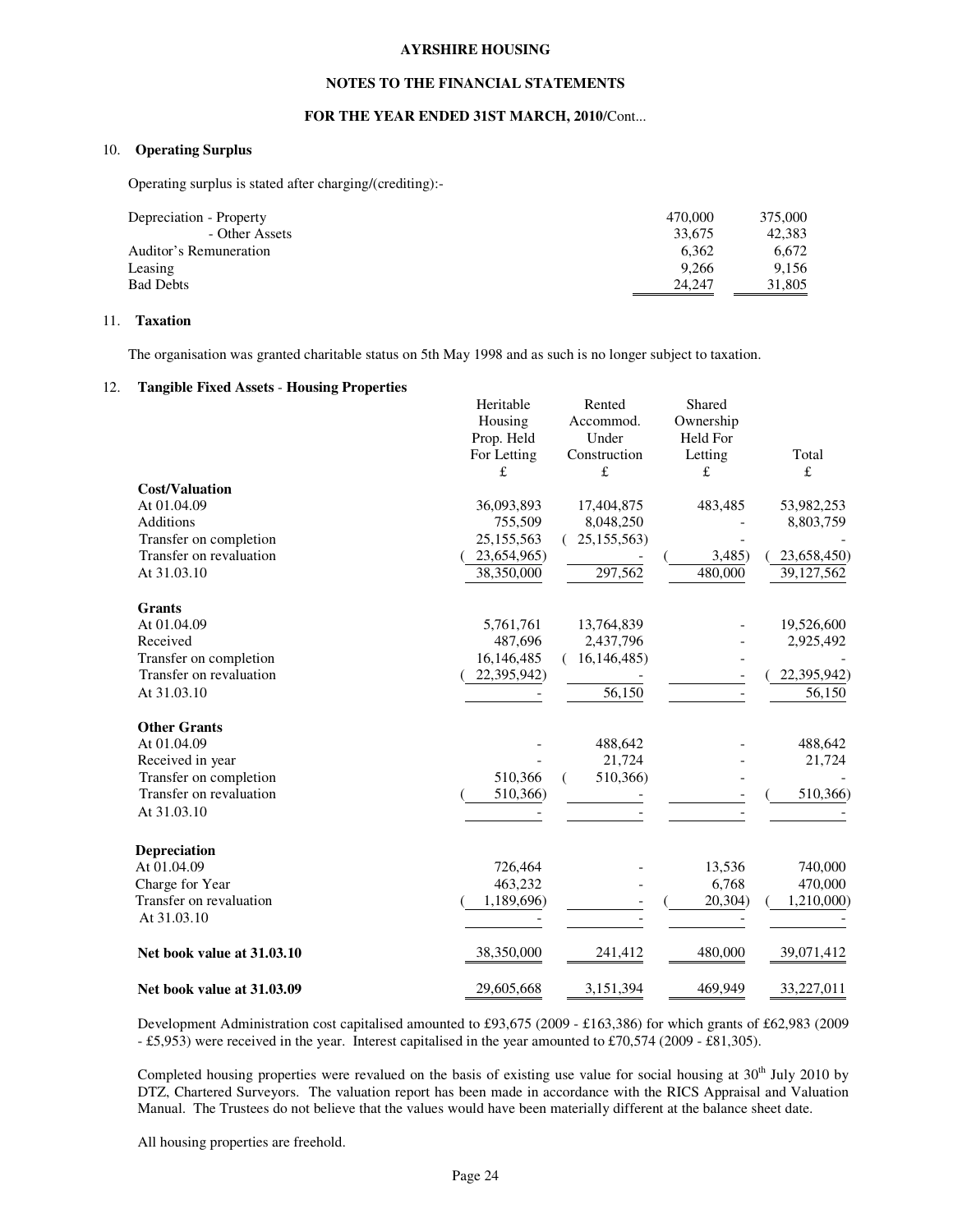**NOTES TO THE FINANCIAL STATEMENTS**

**FOR THE YEAR ENDED 31ST MARCH, 2010/**Cont...

## 10. Operating Surplus

Operating surplus is stated after charging/(crediting):-

| | | |
|---|---|---|
| Depreciation - Property | 470,000 | 375,000 |
| - Other Assets | 33,675 | 42,383 |
| Auditor's Remuneration | 6,362 | 6,672 |
| Leasing | 9,266 | 9,156 |
| Bad Debts | 24,247 | 31,805 |

## 11. Taxation

The organisation was granted charitable status on 5th May 1998 and as such is no longer subject to taxation.

## 12. Tangible Fixed Assets - Housing Properties

| | Heritable Housing Prop. Held For Letting £ | Rented Accommod. Under Construction £ | Shared Ownership Held For Letting £ | Total £ |
|---|---|---|---|---|
| **Cost/Valuation** | | | | |
| At 01.04.09 | 36,093,893 | 17,404,875 | 483,485 | 53,982,253 |
| Additions | 755,509 | 8,048,250 | - | 8,803,759 |
| Transfer on completion | 25,155,563 | ( 25,155,563) | - | - |
| Transfer on revaluation | ( 23,654,965) | - | ( 3,485) | ( 23,658,450) |
| At 31.03.10 | 38,350,000 | 297,562 | 480,000 | 39,127,562 |
| **Grants** | | | | |
| At 01.04.09 | 5,761,761 | 13,764,839 | - | 19,526,600 |
| Received | 487,696 | 2,437,796 | - | 2,925,492 |
| Transfer on completion | 16,146,485 | ( 16,146,485) | - | - |
| Transfer on revaluation | ( 22,395,942) | - | - | ( 22,395,942) |
| At 31.03.10 | - | 56,150 | - | 56,150 |
| **Other Grants** | | | | |
| At 01.04.09 | - | 488,642 | - | 488,642 |
| Received in year | - | 21,724 | - | 21,724 |
| Transfer on completion | 510,366 | ( 510,366) | - | - |
| Transfer on revaluation | ( 510,366) | - | - | ( 510,366) |
| At 31.03.10 | - | - | - | - |
| **Depreciation** | | | | |
| At 01.04.09 | 726,464 | - | 13,536 | 740,000 |
| Charge for Year | 463,232 | - | 6,768 | 470,000 |
| Transfer on revaluation | ( 1,189,696) | - | ( 20,304) | ( 1,210,000) |
| At 31.03.10 | - | - | - | - |
| **Net book value at 31.03.10** | 38,350,000 | 241,412 | 480,000 | 39,071,412 |
| **Net book value at 31.03.09** | 29,605,668 | 3,151,394 | 469,949 | 33,227,011 |

Development Administration cost capitalised amounted to £93,675 (2009 - £163,386) for which grants of £62,983 (2009 - £5,953) were received in the year. Interest capitalised in the year amounted to £70,574 (2009 - £81,305).

Completed housing properties were revalued on the basis of existing use value for social housing at 30th July 2010 by DTZ, Chartered Surveyors. The valuation report has been made in accordance with the RICS Appraisal and Valuation Manual. The Trustees do not believe that the values would have been materially different at the balance sheet date.

All housing properties are freehold.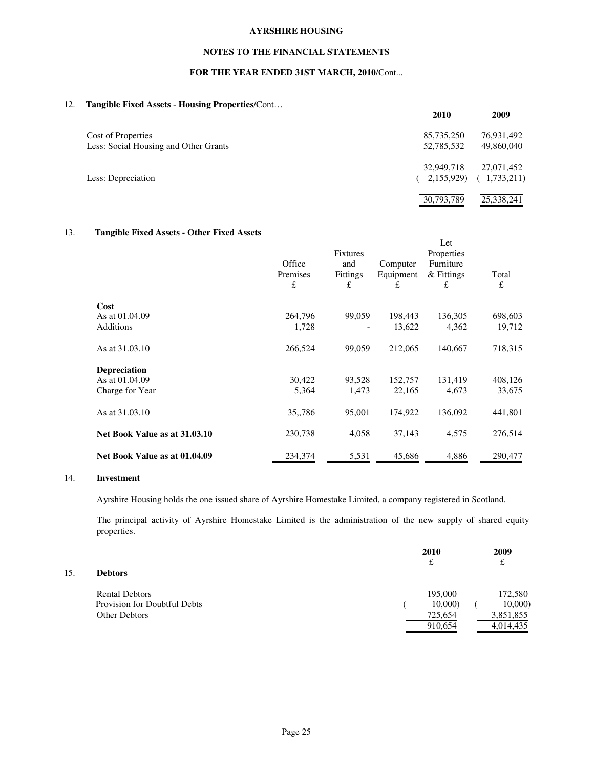# AYRSHIRE HOUSING

## NOTES TO THE FINANCIAL STATEMENTS

## FOR THE YEAR ENDED 31ST MARCH, 2010/Cont...

### 12. Tangible Fixed Assets - Housing Properties/Cont…

| | 2010 | 2009 |
|---|---|---|
| Cost of Properties | 85,735,250 | 76,931,492 |
| Less: Social Housing and Other Grants | 52,785,532 | 49,860,040 |
| | 32,949,718 | 27,071,452 |
| Less: Depreciation | ( 2,155,929) | ( 1,733,211) |
| | 30,793,789 | 25,338,241 |

### 13. Tangible Fixed Assets - Other Fixed Assets

| | Office Premises £ | Fixtures and Fittings £ | Computer Equipment £ | Let Properties Furniture & Fittings £ | Total £ |
|---|---|---|---|---|---|
| **Cost** | | | | | |
| As at 01.04.09 | 264,796 | 99,059 | 198,443 | 136,305 | 698,603 |
| Additions | 1,728 | - | 13,622 | 4,362 | 19,712 |
| As at 31.03.10 | 266,524 | 99,059 | 212,065 | 140,667 | 718,315 |
| **Depreciation** | | | | | |
| As at 01.04.09 | 30,422 | 93,528 | 152,757 | 131,419 | 408,126 |
| Charge for Year | 5,364 | 1,473 | 22,165 | 4,673 | 33,675 |
| As at 31.03.10 | 35,,786 | 95,001 | 174,922 | 136,092 | 441,801 |
| **Net Book Value as at 31.03.10** | 230,738 | 4,058 | 37,143 | 4,575 | 276,514 |
| **Net Book Value as at 01.04.09** | 234,374 | 5,531 | 45,686 | 4,886 | 290,477 |

### 14. Investment

Ayrshire Housing holds the one issued share of Ayrshire Homestake Limited, a company registered in Scotland.

The principal activity of Ayrshire Homestake Limited is the administration of the new supply of shared equity properties.

### 15. Debtors

| | 2010 £ | 2009 £ |
|---|---|---|
| Rental Debtors | 195,000 | 172,580 |
| Provision for Doubtful Debts | ( 10,000) | ( 10,000) |
| Other Debtors | 725,654 | 3,851,855 |
| | 910,654 | 4,014,435 |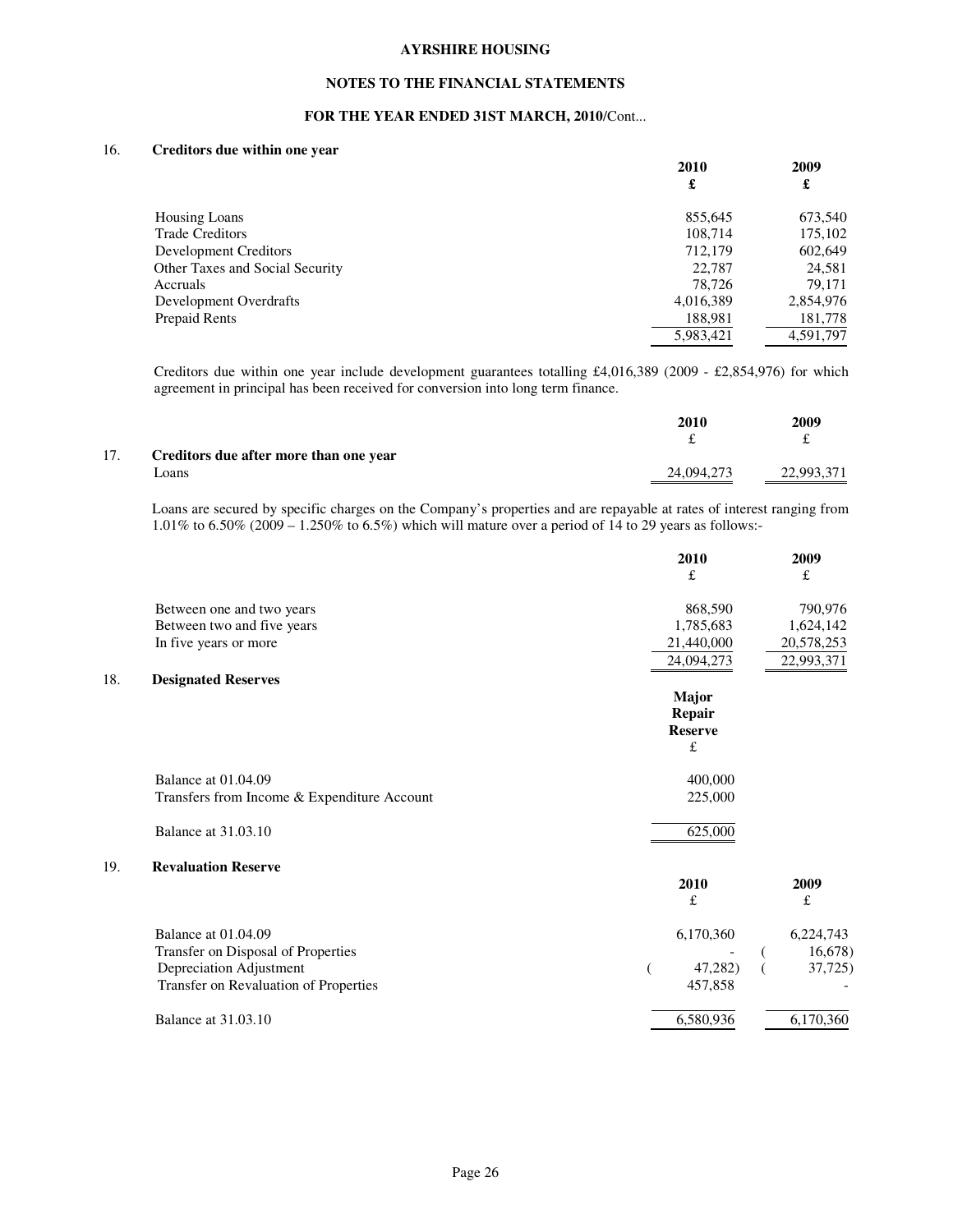**AYRSHIRE HOUSING**

**NOTES TO THE FINANCIAL STATEMENTS**

**FOR THE YEAR ENDED 31ST MARCH, 2010/**Cont...

## 16. Creditors due within one year

| | 2010 £ | 2009 £ |
|---|---|---|
| Housing Loans | 855,645 | 673,540 |
| Trade Creditors | 108,714 | 175,102 |
| Development Creditors | 712,179 | 602,649 |
| Other Taxes and Social Security | 22,787 | 24,581 |
| Accruals | 78,726 | 79,171 |
| Development Overdrafts | 4,016,389 | 2,854,976 |
| Prepaid Rents | 188,981 | 181,778 |
| | 5,983,421 | 4,591,797 |

Creditors due within one year include development guarantees totalling £4,016,389 (2009 - £2,854,976) for which agreement in principal has been received for conversion into long term finance.

## 17. Creditors due after more than one year

| | 2010 £ | 2009 £ |
|---|---|---|
| Loans | 24,094,273 | 22,993,371 |

Loans are secured by specific charges on the Company's properties and are repayable at rates of interest ranging from 1.01% to 6.50% (2009 – 1.250% to 6.5%) which will mature over a period of 14 to 29 years as follows:-

| | 2010 £ | 2009 £ |
|---|---|---|
| Between one and two years | 868,590 | 790,976 |
| Between two and five years | 1,785,683 | 1,624,142 |
| In five years or more | 21,440,000 | 20,578,253 |
| | 24,094,273 | 22,993,371 |

## 18. Designated Reserves

| | Major Repair Reserve £ |
|---|---|
| Balance at 01.04.09 | 400,000 |
| Transfers from Income & Expenditure Account | 225,000 |
| Balance at 31.03.10 | 625,000 |

## 19. Revaluation Reserve

| | 2010 £ | 2009 £ |
|---|---|---|
| Balance at 01.04.09 | 6,170,360 | 6,224,743 |
| Transfer on Disposal of Properties | - | (16,678) |
| Depreciation Adjustment | (47,282) | (37,725) |
| Transfer on Revaluation of Properties | 457,858 | - |
| Balance at 31.03.10 | 6,580,936 | 6,170,360 |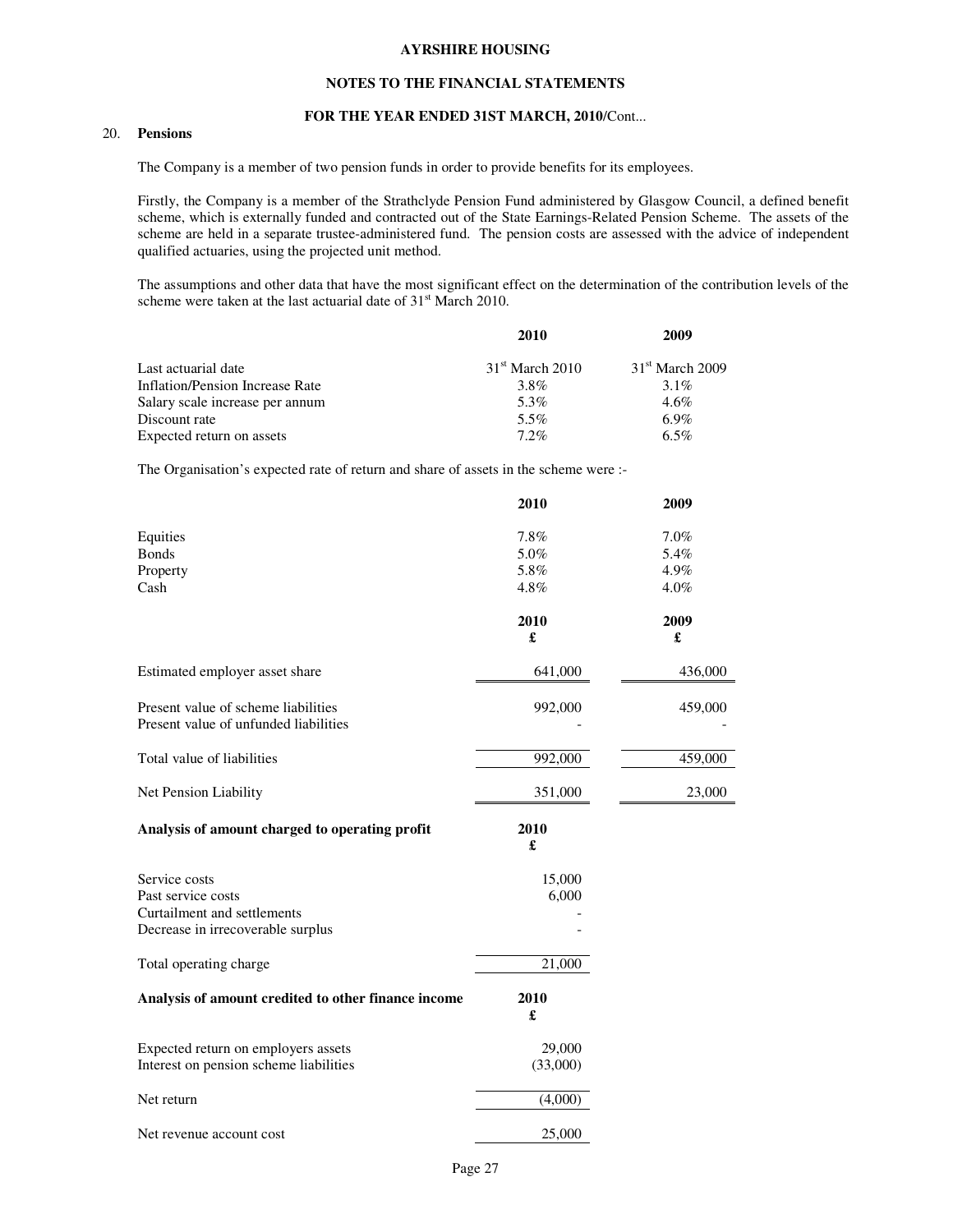# AYRSHIRE HOUSING

## NOTES TO THE FINANCIAL STATEMENTS

### FOR THE YEAR ENDED 31ST MARCH, 2010/Cont...

20. **Pensions**

The Company is a member of two pension funds in order to provide benefits for its employees.

Firstly, the Company is a member of the Strathclyde Pension Fund administered by Glasgow Council, a defined benefit scheme, which is externally funded and contracted out of the State Earnings-Related Pension Scheme. The assets of the scheme are held in a separate trustee-administered fund. The pension costs are assessed with the advice of independent qualified actuaries, using the projected unit method.

The assumptions and other data that have the most significant effect on the determination of the contribution levels of the scheme were taken at the last actuarial date of 31st March 2010.

| | 2010 | 2009 |
|---|---|---|
| Last actuarial date | 31st March 2010 | 31st March 2009 |
| Inflation/Pension Increase Rate | 3.8% | 3.1% |
| Salary scale increase per annum | 5.3% | 4.6% |
| Discount rate | 5.5% | 6.9% |
| Expected return on assets | 7.2% | 6.5% |

The Organisation's expected rate of return and share of assets in the scheme were :-

| | 2010 | 2009 |
|---|---|---|
| Equities | 7.8% | 7.0% |
| Bonds | 5.0% | 5.4% |
| Property | 5.8% | 4.9% |
| Cash | 4.8% | 4.0% |

| | 2010 £ | 2009 £ |
|---|---|---|
| Estimated employer asset share | 641,000 | 436,000 |
| Present value of scheme liabilities | 992,000 | 459,000 |
| Present value of unfunded liabilities | - | - |
| Total value of liabilities | 992,000 | 459,000 |
| Net Pension Liability | 351,000 | 23,000 |

| **Analysis of amount charged to operating profit** | **2010 £** |
|---|---|
| Service costs | 15,000 |
| Past service costs | 6,000 |
| Curtailment and settlements | - |
| Decrease in irrecoverable surplus | - |
| Total operating charge | 21,000 |

| **Analysis of amount credited to other finance income** | **2010 £** |
|---|---|
| Expected return on employers assets | 29,000 |
| Interest on pension scheme liabilities | (33,000) |
| Net return | (4,000) |
| Net revenue account cost | 25,000 |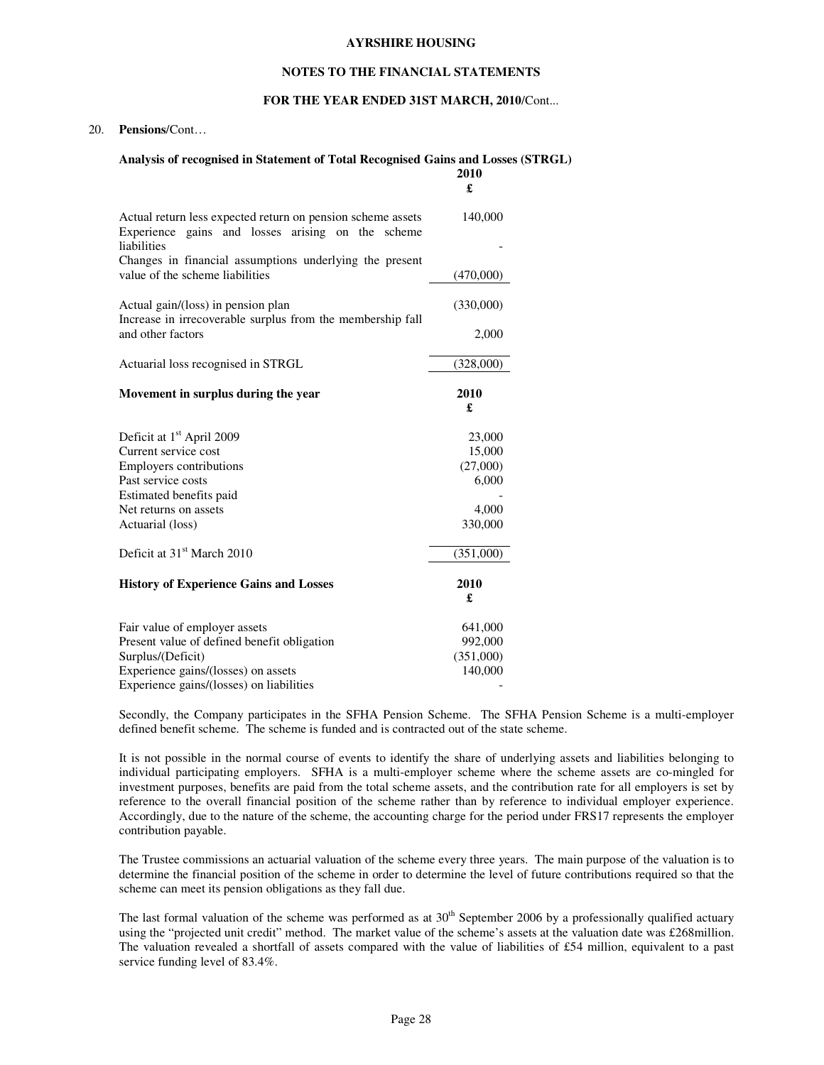20. **Pensions/**Cont…

**Analysis of recognised in Statement of Total Recognised Gains and Losses (STRGL)**

| | 2010 £ |
|---|---|
| Actual return less expected return on pension scheme assets | 140,000 |
| Experience gains and losses arising on the scheme liabilities | - |
| Changes in financial assumptions underlying the present value of the scheme liabilities | (470,000) |
| Actual gain/(loss) in pension plan | (330,000) |
| Increase in irrecoverable surplus from the membership fall and other factors | 2,000 |
| Actuarial loss recognised in STRGL | (328,000) |

| **Movement in surplus during the year** | **2010 £** |
|---|---|
| Deficit at 1st April 2009 | 23,000 |
| Current service cost | 15,000 |
| Employers contributions | (27,000) |
| Past service costs | 6,000 |
| Estimated benefits paid | - |
| Net returns on assets | 4,000 |
| Actuarial (loss) | 330,000 |
| Deficit at 31st March 2010 | (351,000) |

| **History of Experience Gains and Losses** | **2010 £** |
|---|---|
| Fair value of employer assets | 641,000 |
| Present value of defined benefit obligation | 992,000 |
| Surplus/(Deficit) | (351,000) |
| Experience gains/(losses) on assets | 140,000 |
| Experience gains/(losses) on liabilities | - |

Secondly, the Company participates in the SFHA Pension Scheme. The SFHA Pension Scheme is a multi-employer defined benefit scheme. The scheme is funded and is contracted out of the state scheme.

It is not possible in the normal course of events to identify the share of underlying assets and liabilities belonging to individual participating employers. SFHA is a multi-employer scheme where the scheme assets are co-mingled for investment purposes, benefits are paid from the total scheme assets, and the contribution rate for all employers is set by reference to the overall financial position of the scheme rather than by reference to individual employer experience. Accordingly, due to the nature of the scheme, the accounting charge for the period under FRS17 represents the employer contribution payable.

The Trustee commissions an actuarial valuation of the scheme every three years. The main purpose of the valuation is to determine the financial position of the scheme in order to determine the level of future contributions required so that the scheme can meet its pension obligations as they fall due.

The last formal valuation of the scheme was performed as at 30th September 2006 by a professionally qualified actuary using the "projected unit credit" method. The market value of the scheme's assets at the valuation date was £268million. The valuation revealed a shortfall of assets compared with the value of liabilities of £54 million, equivalent to a past service funding level of 83.4%.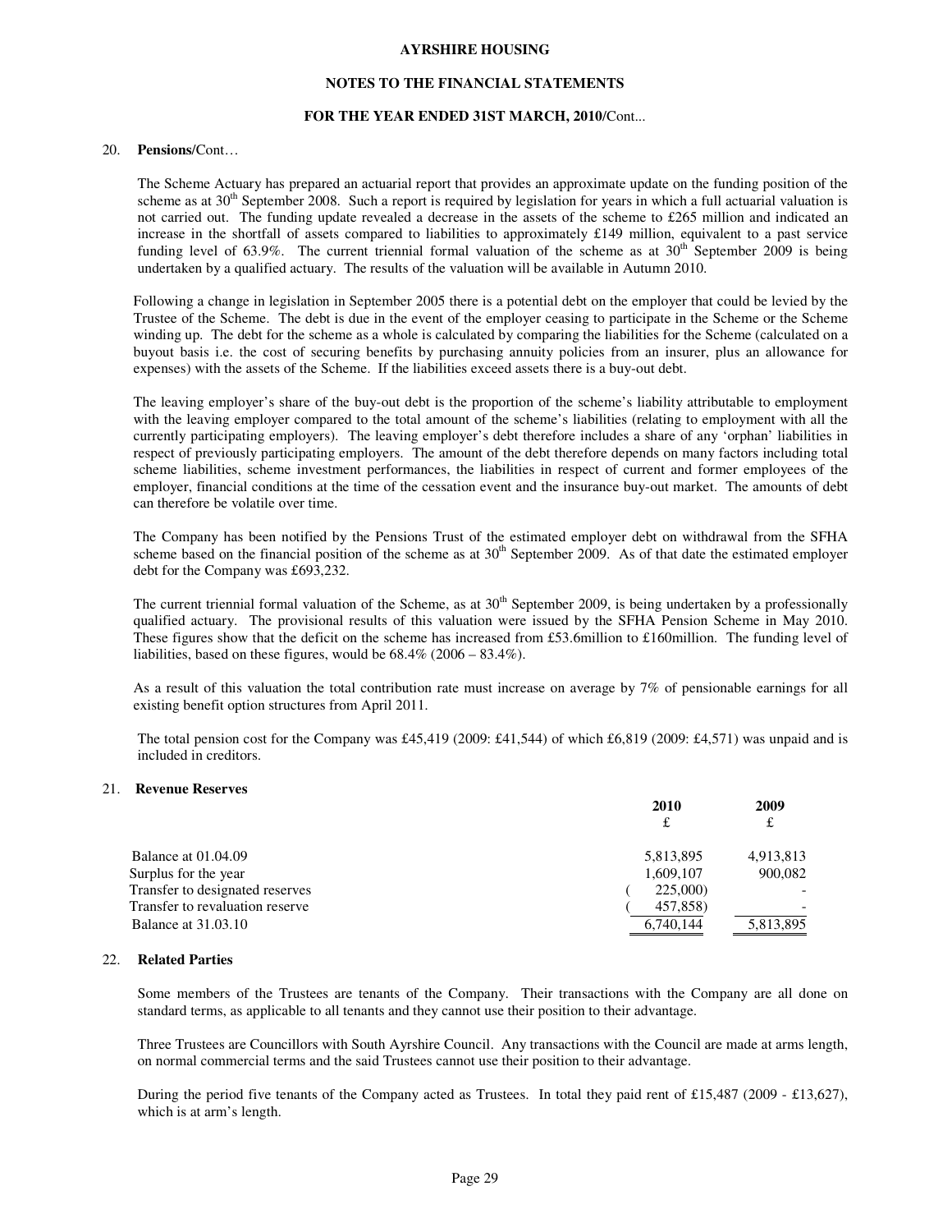## 20. Pensions/Cont…

The Scheme Actuary has prepared an actuarial report that provides an approximate update on the funding position of the scheme as at 30th September 2008. Such a report is required by legislation for years in which a full actuarial valuation is not carried out. The funding update revealed a decrease in the assets of the scheme to £265 million and indicated an increase in the shortfall of assets compared to liabilities to approximately £149 million, equivalent to a past service funding level of 63.9%. The current triennial formal valuation of the scheme as at 30th September 2009 is being undertaken by a qualified actuary. The results of the valuation will be available in Autumn 2010.

Following a change in legislation in September 2005 there is a potential debt on the employer that could be levied by the Trustee of the Scheme. The debt is due in the event of the employer ceasing to participate in the Scheme or the Scheme winding up. The debt for the scheme as a whole is calculated by comparing the liabilities for the Scheme (calculated on a buyout basis i.e. the cost of securing benefits by purchasing annuity policies from an insurer, plus an allowance for expenses) with the assets of the Scheme. If the liabilities exceed assets there is a buy-out debt.

The leaving employer's share of the buy-out debt is the proportion of the scheme's liability attributable to employment with the leaving employer compared to the total amount of the scheme's liabilities (relating to employment with all the currently participating employers). The leaving employer's debt therefore includes a share of any 'orphan' liabilities in respect of previously participating employers. The amount of the debt therefore depends on many factors including total scheme liabilities, scheme investment performances, the liabilities in respect of current and former employees of the employer, financial conditions at the time of the cessation event and the insurance buy-out market. The amounts of debt can therefore be volatile over time.

The Company has been notified by the Pensions Trust of the estimated employer debt on withdrawal from the SFHA scheme based on the financial position of the scheme as at 30th September 2009. As of that date the estimated employer debt for the Company was £693,232.

The current triennial formal valuation of the Scheme, as at 30th September 2009, is being undertaken by a professionally qualified actuary. The provisional results of this valuation were issued by the SFHA Pension Scheme in May 2010. These figures show that the deficit on the scheme has increased from £53.6million to £160million. The funding level of liabilities, based on these figures, would be 68.4% (2006 – 83.4%).

As a result of this valuation the total contribution rate must increase on average by 7% of pensionable earnings for all existing benefit option structures from April 2011.

The total pension cost for the Company was £45,419 (2009: £41,544) of which £6,819 (2009: £4,571) was unpaid and is included in creditors.

## 21. Revenue Reserves

| | 2010 £ | 2009 £ |
|---|---|---|
| Balance at 01.04.09 | 5,813,895 | 4,913,813 |
| Surplus for the year | 1,609,107 | 900,082 |
| Transfer to designated reserves | (225,000) | - |
| Transfer to revaluation reserve | (457,858) | - |
| Balance at 31.03.10 | 6,740,144 | 5,813,895 |

## 22. Related Parties

Some members of the Trustees are tenants of the Company. Their transactions with the Company are all done on standard terms, as applicable to all tenants and they cannot use their position to their advantage.

Three Trustees are Councillors with South Ayrshire Council. Any transactions with the Council are made at arms length, on normal commercial terms and the said Trustees cannot use their position to their advantage.

During the period five tenants of the Company acted as Trustees. In total they paid rent of £15,487 (2009 - £13,627), which is at arm's length.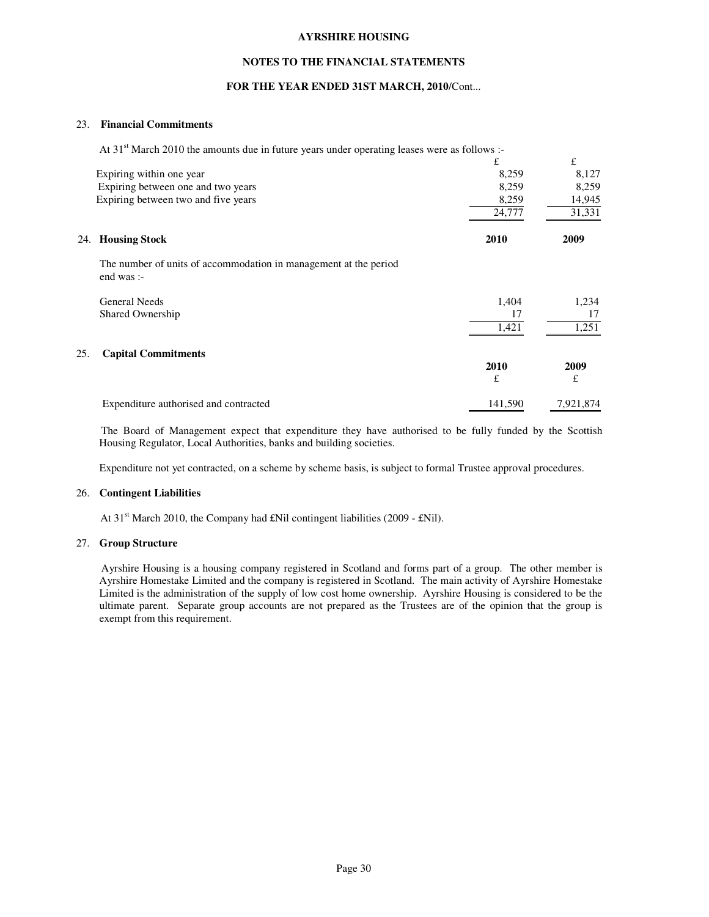**AYRSHIRE HOUSING**

**NOTES TO THE FINANCIAL STATEMENTS**

**FOR THE YEAR ENDED 31ST MARCH, 2010/**Cont...

## 23. Financial Commitments

At 31st March 2010 the amounts due in future years under operating leases were as follows :-

| | £ | £ |
|---|---|---|
| Expiring within one year | 8,259 | 8,127 |
| Expiring between one and two years | 8,259 | 8,259 |
| Expiring between two and five years | 8,259 | 14,945 |
| | 24,777 | 31,331 |

## 24. Housing Stock

| | 2010 | 2009 |
|---|---|---|
| The number of units of accommodation in management at the period end was :- | | |
| General Needs | 1,404 | 1,234 |
| Shared Ownership | 17 | 17 |
| | 1,421 | 1,251 |

## 25. Capital Commitments

| | 2010 £ | 2009 £ |
|---|---|---|
| Expenditure authorised and contracted | 141,590 | 7,921,874 |

The Board of Management expect that expenditure they have authorised to be fully funded by the Scottish Housing Regulator, Local Authorities, banks and building societies.

Expenditure not yet contracted, on a scheme by scheme basis, is subject to formal Trustee approval procedures.

## 26. Contingent Liabilities

At 31st March 2010, the Company had £Nil contingent liabilities (2009 - £Nil).

## 27. Group Structure

Ayrshire Housing is a housing company registered in Scotland and forms part of a group. The other member is Ayrshire Homestake Limited and the company is registered in Scotland. The main activity of Ayrshire Homestake Limited is the administration of the supply of low cost home ownership. Ayrshire Housing is considered to be the ultimate parent. Separate group accounts are not prepared as the Trustees are of the opinion that the group is exempt from this requirement.